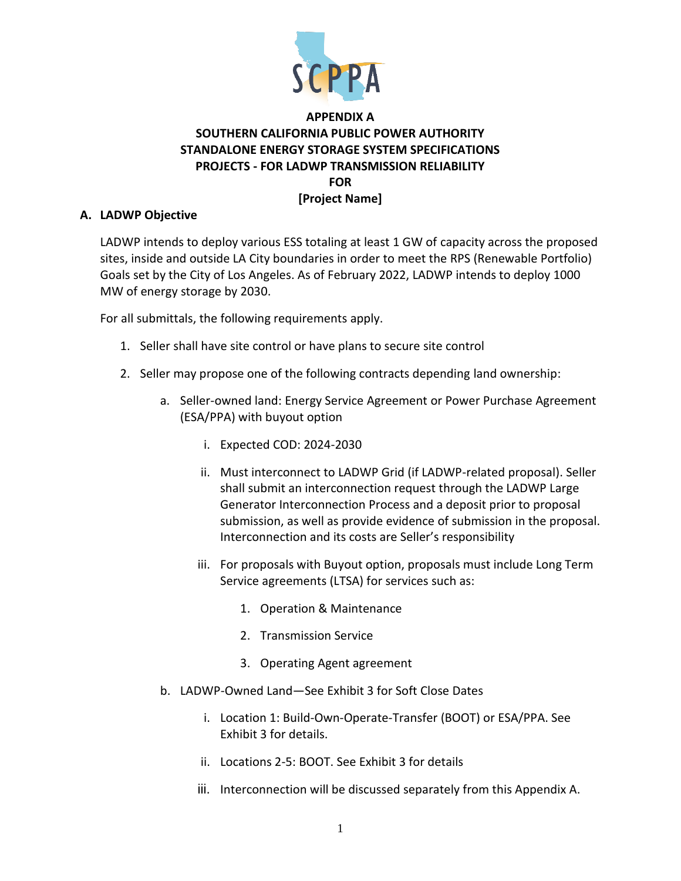# APPENDIX A
# SOUTHERN CALIFORNIA PUBLIC POWER AUTHORITY
# STANDALONE ENERGY STORAGE SYSTEM SPECIFICATIONS
# PROJECTS - FOR LADWP TRANSMISSION RELIABILITY
# FOR
# [Project Name]

## A. LADWP Objective

LADWP intends to deploy various ESS totaling at least 1 GW of capacity across the proposed sites, inside and outside LA City boundaries in order to meet the RPS (Renewable Portfolio) Goals set by the City of Los Angeles. As of February 2022, LADWP intends to deploy 1000 MW of energy storage by 2030.

For all submittals, the following requirements apply.

1. Seller shall have site control or have plans to secure site control
2. Seller may propose one of the following contracts depending land ownership:
    a. Seller-owned land: Energy Service Agreement or Power Purchase Agreement (ESA/PPA) with buyout option
        i. Expected COD: 2024-2030
        ii. Must interconnect to LADWP Grid (if LADWP-related proposal). Seller shall submit an interconnection request through the LADWP Large Generator Interconnection Process and a deposit prior to proposal submission, as well as provide evidence of submission in the proposal. Interconnection and its costs are Seller's responsibility
        iii. For proposals with Buyout option, proposals must include Long Term Service agreements (LTSA) for services such as:
            1. Operation & Maintenance
            2. Transmission Service
            3. Operating Agent agreement
    b. LADWP-Owned Land—See Exhibit 3 for Soft Close Dates
        i. Location 1: Build-Own-Operate-Transfer (BOOT) or ESA/PPA. See Exhibit 3 for details.
        ii. Locations 2-5: BOOT. See Exhibit 3 for details
        iii. Interconnection will be discussed separately from this Appendix A.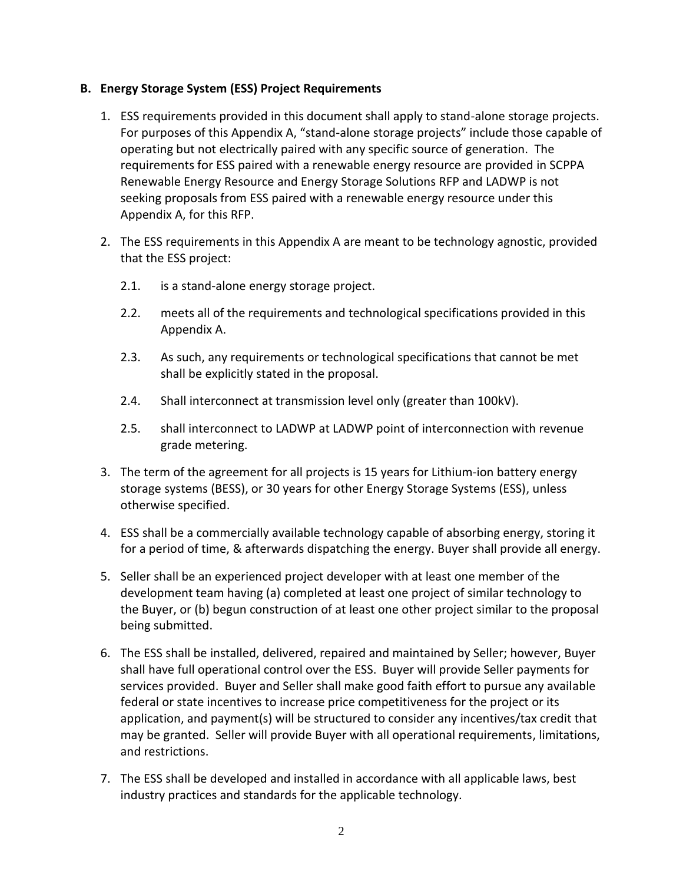### B. Energy Storage System (ESS) Project Requirements

1. ESS requirements provided in this document shall apply to stand-alone storage projects. For purposes of this Appendix A, "stand-alone storage projects" include those capable of operating but not electrically paired with any specific source of generation. The requirements for ESS paired with a renewable energy resource are provided in SCPPA Renewable Energy Resource and Energy Storage Solutions RFP and LADWP is not seeking proposals from ESS paired with a renewable energy resource under this Appendix A, for this RFP.

2. The ESS requirements in this Appendix A are meant to be technology agnostic, provided that the ESS project:

   2.1. is a stand-alone energy storage project.

   2.2. meets all of the requirements and technological specifications provided in this Appendix A.

   2.3. As such, any requirements or technological specifications that cannot be met shall be explicitly stated in the proposal.

   2.4. Shall interconnect at transmission level only (greater than 100kV).

   2.5. shall interconnect to LADWP at LADWP point of interconnection with revenue grade metering.

3. The term of the agreement for all projects is 15 years for Lithium-ion battery energy storage systems (BESS), or 30 years for other Energy Storage Systems (ESS), unless otherwise specified.

4. ESS shall be a commercially available technology capable of absorbing energy, storing it for a period of time, & afterwards dispatching the energy. Buyer shall provide all energy.

5. Seller shall be an experienced project developer with at least one member of the development team having (a) completed at least one project of similar technology to the Buyer, or (b) begun construction of at least one other project similar to the proposal being submitted.

6. The ESS shall be installed, delivered, repaired and maintained by Seller; however, Buyer shall have full operational control over the ESS. Buyer will provide Seller payments for services provided. Buyer and Seller shall make good faith effort to pursue any available federal or state incentives to increase price competitiveness for the project or its application, and payment(s) will be structured to consider any incentives/tax credit that may be granted. Seller will provide Buyer with all operational requirements, limitations, and restrictions.

7. The ESS shall be developed and installed in accordance with all applicable laws, best industry practices and standards for the applicable technology.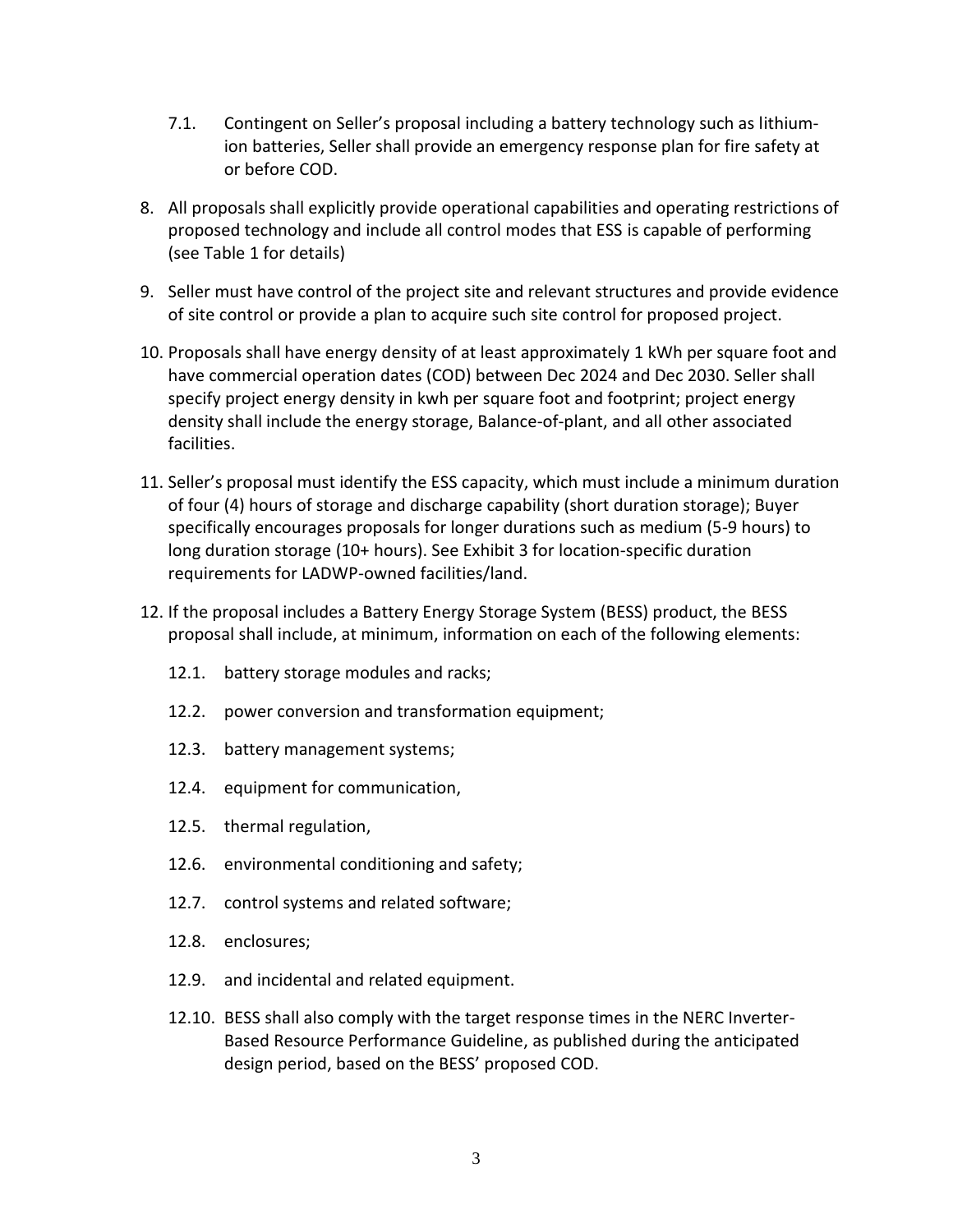7.1. Contingent on Seller's proposal including a battery technology such as lithium-ion batteries, Seller shall provide an emergency response plan for fire safety at or before COD.

8. All proposals shall explicitly provide operational capabilities and operating restrictions of proposed technology and include all control modes that ESS is capable of performing (see Table 1 for details)

9. Seller must have control of the project site and relevant structures and provide evidence of site control or provide a plan to acquire such site control for proposed project.

10. Proposals shall have energy density of at least approximately 1 kWh per square foot and have commercial operation dates (COD) between Dec 2024 and Dec 2030. Seller shall specify project energy density in kwh per square foot and footprint; project energy density shall include the energy storage, Balance-of-plant, and all other associated facilities.

11. Seller's proposal must identify the ESS capacity, which must include a minimum duration of four (4) hours of storage and discharge capability (short duration storage); Buyer specifically encourages proposals for longer durations such as medium (5-9 hours) to long duration storage (10+ hours). See Exhibit 3 for location-specific duration requirements for LADWP-owned facilities/land.

12. If the proposal includes a Battery Energy Storage System (BESS) product, the BESS proposal shall include, at minimum, information on each of the following elements:

    12.1. battery storage modules and racks;

    12.2. power conversion and transformation equipment;

    12.3. battery management systems;

    12.4. equipment for communication,

    12.5. thermal regulation,

    12.6. environmental conditioning and safety;

    12.7. control systems and related software;

    12.8. enclosures;

    12.9. and incidental and related equipment.

    12.10. BESS shall also comply with the target response times in the NERC Inverter-Based Resource Performance Guideline, as published during the anticipated design period, based on the BESS' proposed COD.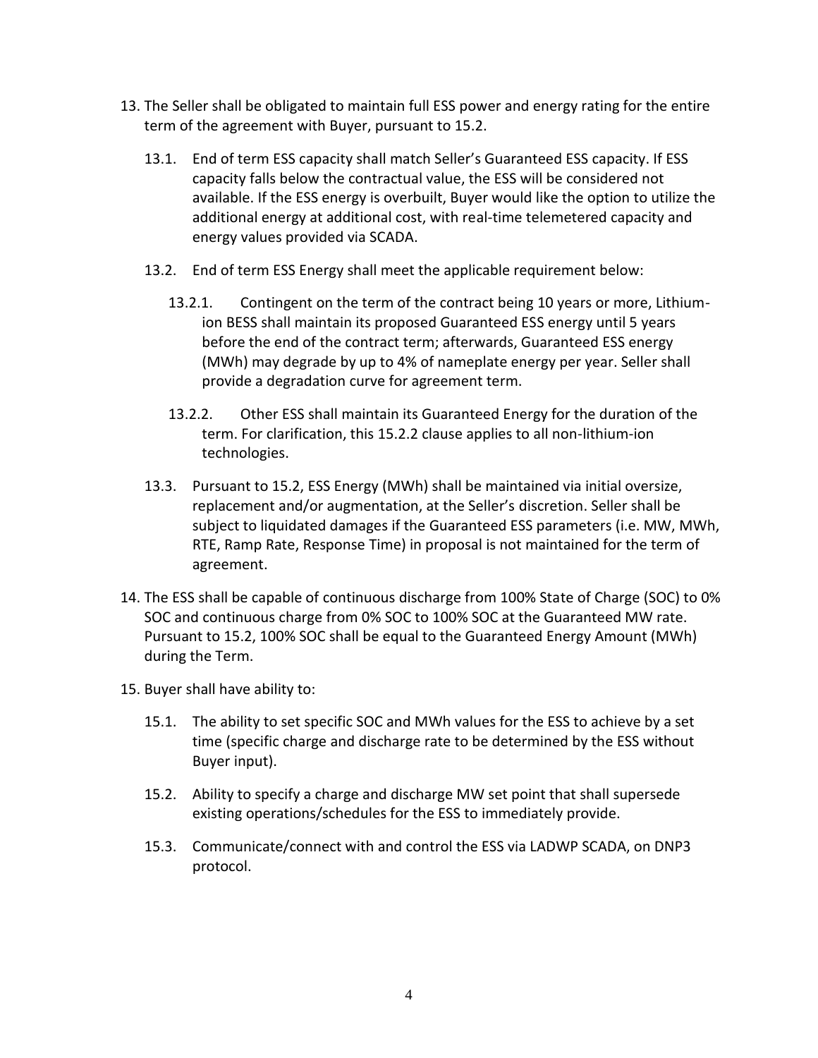13. The Seller shall be obligated to maintain full ESS power and energy rating for the entire term of the agreement with Buyer, pursuant to 15.2.

    13.1. End of term ESS capacity shall match Seller's Guaranteed ESS capacity. If ESS capacity falls below the contractual value, the ESS will be considered not available. If the ESS energy is overbuilt, Buyer would like the option to utilize the additional energy at additional cost, with real-time telemetered capacity and energy values provided via SCADA.

    13.2. End of term ESS Energy shall meet the applicable requirement below:

        13.2.1. Contingent on the term of the contract being 10 years or more, Lithium-ion BESS shall maintain its proposed Guaranteed ESS energy until 5 years before the end of the contract term; afterwards, Guaranteed ESS energy (MWh) may degrade by up to 4% of nameplate energy per year. Seller shall provide a degradation curve for agreement term.

        13.2.2. Other ESS shall maintain its Guaranteed Energy for the duration of the term. For clarification, this 15.2.2 clause applies to all non-lithium-ion technologies.

    13.3. Pursuant to 15.2, ESS Energy (MWh) shall be maintained via initial oversize, replacement and/or augmentation, at the Seller's discretion. Seller shall be subject to liquidated damages if the Guaranteed ESS parameters (i.e. MW, MWh, RTE, Ramp Rate, Response Time) in proposal is not maintained for the term of agreement.

14. The ESS shall be capable of continuous discharge from 100% State of Charge (SOC) to 0% SOC and continuous charge from 0% SOC to 100% SOC at the Guaranteed MW rate. Pursuant to 15.2, 100% SOC shall be equal to the Guaranteed Energy Amount (MWh) during the Term.

15. Buyer shall have ability to:

    15.1. The ability to set specific SOC and MWh values for the ESS to achieve by a set time (specific charge and discharge rate to be determined by the ESS without Buyer input).

    15.2. Ability to specify a charge and discharge MW set point that shall supersede existing operations/schedules for the ESS to immediately provide.

    15.3. Communicate/connect with and control the ESS via LADWP SCADA, on DNP3 protocol.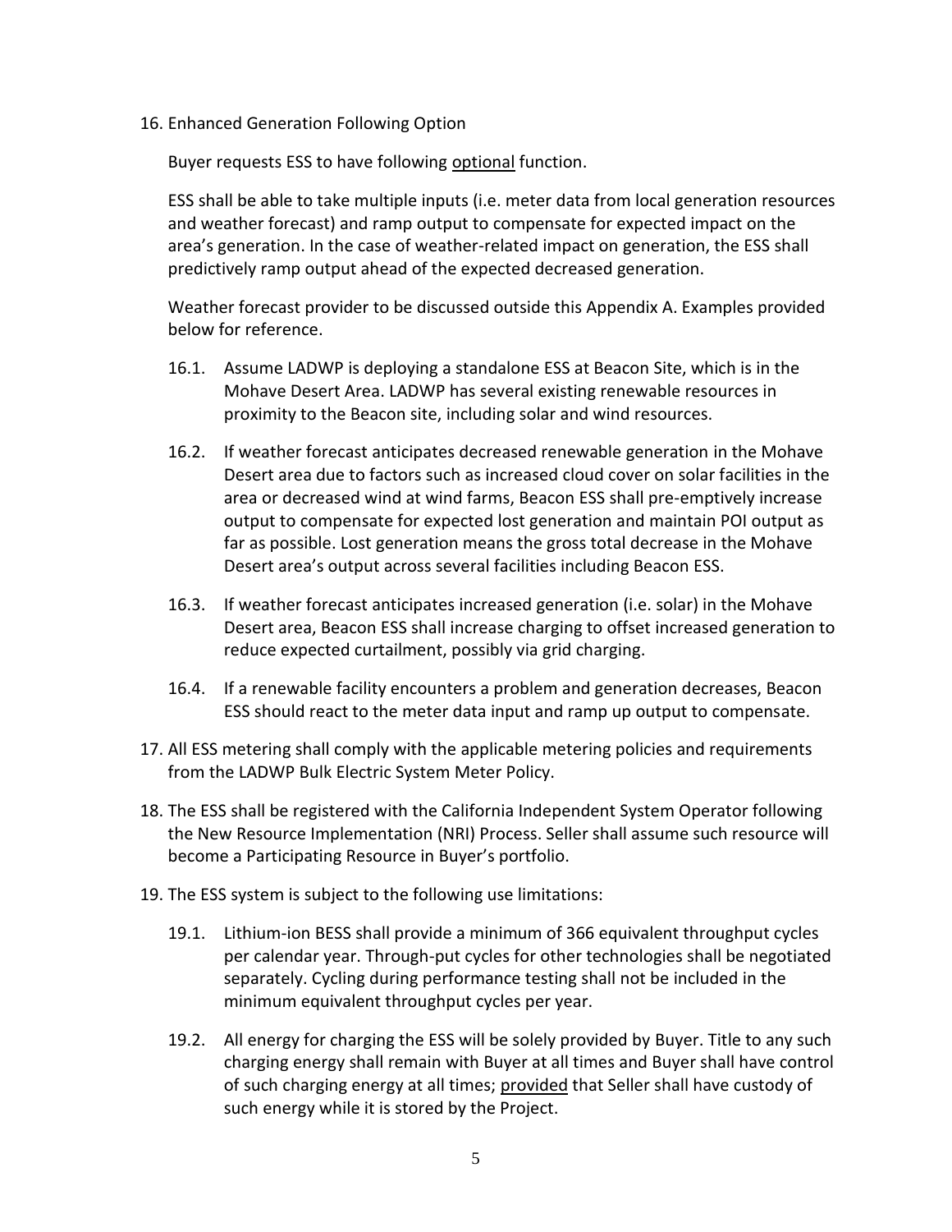16. Enhanced Generation Following Option

    Buyer requests ESS to have following <u>optional</u> function.

    ESS shall be able to take multiple inputs (i.e. meter data from local generation resources and weather forecast) and ramp output to compensate for expected impact on the area's generation. In the case of weather-related impact on generation, the ESS shall predictively ramp output ahead of the expected decreased generation.

    Weather forecast provider to be discussed outside this Appendix A. Examples provided below for reference.

    16.1. Assume LADWP is deploying a standalone ESS at Beacon Site, which is in the Mohave Desert Area. LADWP has several existing renewable resources in proximity to the Beacon site, including solar and wind resources.

    16.2. If weather forecast anticipates decreased renewable generation in the Mohave Desert area due to factors such as increased cloud cover on solar facilities in the area or decreased wind at wind farms, Beacon ESS shall pre-emptively increase output to compensate for expected lost generation and maintain POI output as far as possible. Lost generation means the gross total decrease in the Mohave Desert area's output across several facilities including Beacon ESS.

    16.3. If weather forecast anticipates increased generation (i.e. solar) in the Mohave Desert area, Beacon ESS shall increase charging to offset increased generation to reduce expected curtailment, possibly via grid charging.

    16.4. If a renewable facility encounters a problem and generation decreases, Beacon ESS should react to the meter data input and ramp up output to compensate.

17. All ESS metering shall comply with the applicable metering policies and requirements from the LADWP Bulk Electric System Meter Policy.

18. The ESS shall be registered with the California Independent System Operator following the New Resource Implementation (NRI) Process. Seller shall assume such resource will become a Participating Resource in Buyer's portfolio.

19. The ESS system is subject to the following use limitations:

    19.1. Lithium-ion BESS shall provide a minimum of 366 equivalent throughput cycles per calendar year. Through-put cycles for other technologies shall be negotiated separately. Cycling during performance testing shall not be included in the minimum equivalent throughput cycles per year.

    19.2. All energy for charging the ESS will be solely provided by Buyer. Title to any such charging energy shall remain with Buyer at all times and Buyer shall have control of such charging energy at all times; <u>provided</u> that Seller shall have custody of such energy while it is stored by the Project.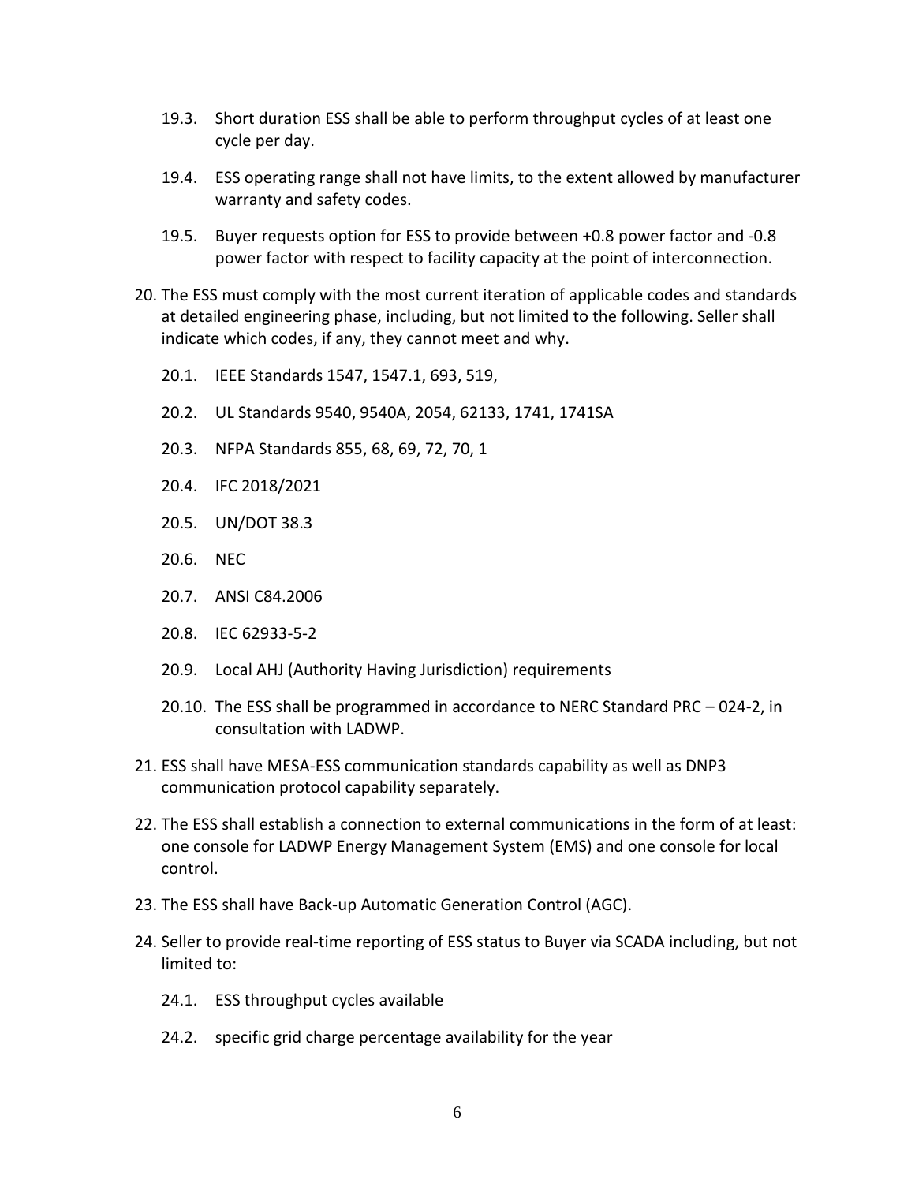19.3. Short duration ESS shall be able to perform throughput cycles of at least one cycle per day.

19.4. ESS operating range shall not have limits, to the extent allowed by manufacturer warranty and safety codes.

19.5. Buyer requests option for ESS to provide between +0.8 power factor and -0.8 power factor with respect to facility capacity at the point of interconnection.

20. The ESS must comply with the most current iteration of applicable codes and standards at detailed engineering phase, including, but not limited to the following. Seller shall indicate which codes, if any, they cannot meet and why.

    20.1. IEEE Standards 1547, 1547.1, 693, 519,

    20.2. UL Standards 9540, 9540A, 2054, 62133, 1741, 1741SA

    20.3. NFPA Standards 855, 68, 69, 72, 70, 1

    20.4. IFC 2018/2021

    20.5. UN/DOT 38.3

    20.6. NEC

    20.7. ANSI C84.2006

    20.8. IEC 62933-5-2

    20.9. Local AHJ (Authority Having Jurisdiction) requirements

    20.10. The ESS shall be programmed in accordance to NERC Standard PRC – 024-2, in consultation with LADWP.

21. ESS shall have MESA-ESS communication standards capability as well as DNP3 communication protocol capability separately.

22. The ESS shall establish a connection to external communications in the form of at least: one console for LADWP Energy Management System (EMS) and one console for local control.

23. The ESS shall have Back-up Automatic Generation Control (AGC).

24. Seller to provide real-time reporting of ESS status to Buyer via SCADA including, but not limited to:

    24.1. ESS throughput cycles available

    24.2. specific grid charge percentage availability for the year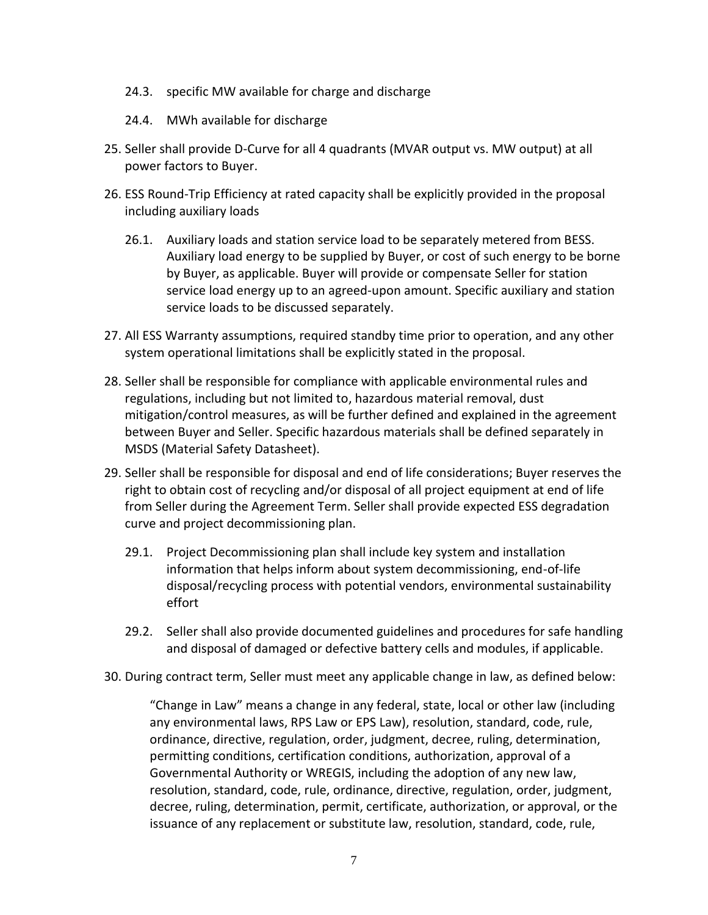24.3. specific MW available for charge and discharge

24.4. MWh available for discharge

25. Seller shall provide D-Curve for all 4 quadrants (MVAR output vs. MW output) at all power factors to Buyer.

26. ESS Round-Trip Efficiency at rated capacity shall be explicitly provided in the proposal including auxiliary loads

    26.1. Auxiliary loads and station service load to be separately metered from BESS. Auxiliary load energy to be supplied by Buyer, or cost of such energy to be borne by Buyer, as applicable. Buyer will provide or compensate Seller for station service load energy up to an agreed-upon amount. Specific auxiliary and station service loads to be discussed separately.

27. All ESS Warranty assumptions, required standby time prior to operation, and any other system operational limitations shall be explicitly stated in the proposal.

28. Seller shall be responsible for compliance with applicable environmental rules and regulations, including but not limited to, hazardous material removal, dust mitigation/control measures, as will be further defined and explained in the agreement between Buyer and Seller. Specific hazardous materials shall be defined separately in MSDS (Material Safety Datasheet).

29. Seller shall be responsible for disposal and end of life considerations; Buyer reserves the right to obtain cost of recycling and/or disposal of all project equipment at end of life from Seller during the Agreement Term. Seller shall provide expected ESS degradation curve and project decommissioning plan.

    29.1. Project Decommissioning plan shall include key system and installation information that helps inform about system decommissioning, end-of-life disposal/recycling process with potential vendors, environmental sustainability effort

    29.2. Seller shall also provide documented guidelines and procedures for safe handling and disposal of damaged or defective battery cells and modules, if applicable.

30. During contract term, Seller must meet any applicable change in law, as defined below:

    "Change in Law" means a change in any federal, state, local or other law (including any environmental laws, RPS Law or EPS Law), resolution, standard, code, rule, ordinance, directive, regulation, order, judgment, decree, ruling, determination, permitting conditions, certification conditions, authorization, approval of a Governmental Authority or WREGIS, including the adoption of any new law, resolution, standard, code, rule, ordinance, directive, regulation, order, judgment, decree, ruling, determination, permit, certificate, authorization, or approval, or the issuance of any replacement or substitute law, resolution, standard, code, rule,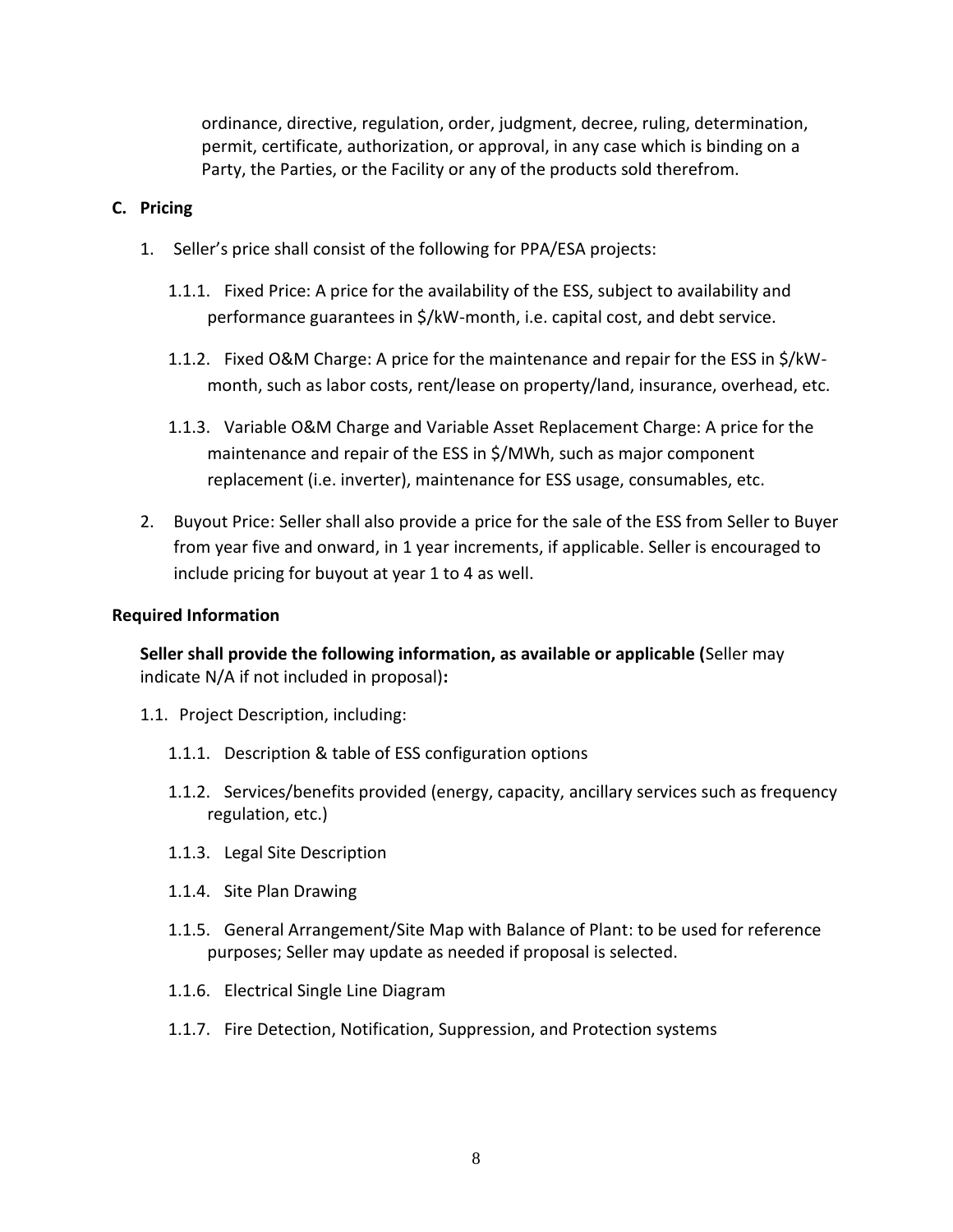ordinance, directive, regulation, order, judgment, decree, ruling, determination, permit, certificate, authorization, or approval, in any case which is binding on a Party, the Parties, or the Facility or any of the products sold therefrom.

**C. Pricing**

1. Seller's price shall consist of the following for PPA/ESA projects:

   1.1.1. Fixed Price: A price for the availability of the ESS, subject to availability and performance guarantees in $/kW-month, i.e. capital cost, and debt service.

   1.1.2. Fixed O&M Charge: A price for the maintenance and repair for the ESS in $/kW-month, such as labor costs, rent/lease on property/land, insurance, overhead, etc.

   1.1.3. Variable O&M Charge and Variable Asset Replacement Charge: A price for the maintenance and repair of the ESS in $/MWh, such as major component replacement (i.e. inverter), maintenance for ESS usage, consumables, etc.

2. Buyout Price: Seller shall also provide a price for the sale of the ESS from Seller to Buyer from year five and onward, in 1 year increments, if applicable. Seller is encouraged to include pricing for buyout at year 1 to 4 as well.

**Required Information**

**Seller shall provide the following information, as available or applicable (**Seller may indicate N/A if not included in proposal)**:**

1.1. Project Description, including:

   1.1.1. Description & table of ESS configuration options

   1.1.2. Services/benefits provided (energy, capacity, ancillary services such as frequency regulation, etc.)

   1.1.3. Legal Site Description

   1.1.4. Site Plan Drawing

   1.1.5. General Arrangement/Site Map with Balance of Plant: to be used for reference purposes; Seller may update as needed if proposal is selected.

   1.1.6. Electrical Single Line Diagram

   1.1.7. Fire Detection, Notification, Suppression, and Protection systems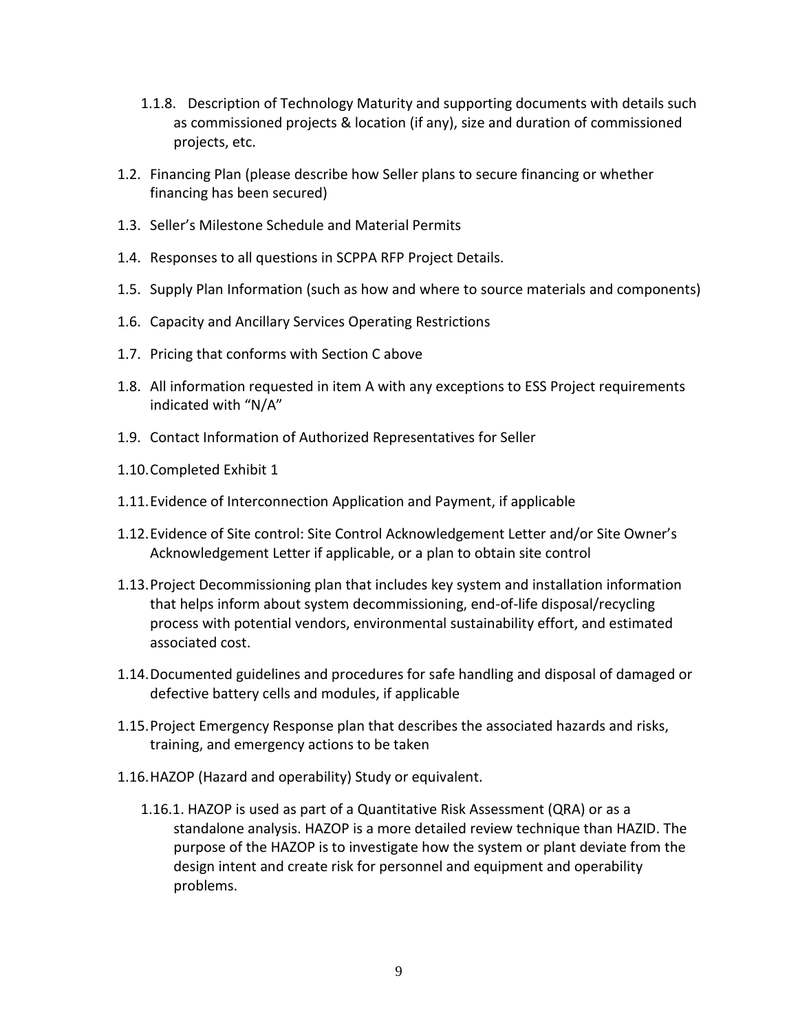1.1.8. Description of Technology Maturity and supporting documents with details such as commissioned projects & location (if any), size and duration of commissioned projects, etc.

1.2. Financing Plan (please describe how Seller plans to secure financing or whether financing has been secured)

1.3. Seller's Milestone Schedule and Material Permits

1.4. Responses to all questions in SCPPA RFP Project Details.

1.5. Supply Plan Information (such as how and where to source materials and components)

1.6. Capacity and Ancillary Services Operating Restrictions

1.7. Pricing that conforms with Section C above

1.8. All information requested in item A with any exceptions to ESS Project requirements indicated with "N/A"

1.9. Contact Information of Authorized Representatives for Seller

1.10. Completed Exhibit 1

1.11. Evidence of Interconnection Application and Payment, if applicable

1.12. Evidence of Site control: Site Control Acknowledgement Letter and/or Site Owner's Acknowledgement Letter if applicable, or a plan to obtain site control

1.13. Project Decommissioning plan that includes key system and installation information that helps inform about system decommissioning, end-of-life disposal/recycling process with potential vendors, environmental sustainability effort, and estimated associated cost.

1.14. Documented guidelines and procedures for safe handling and disposal of damaged or defective battery cells and modules, if applicable

1.15. Project Emergency Response plan that describes the associated hazards and risks, training, and emergency actions to be taken

1.16. HAZOP (Hazard and operability) Study or equivalent.

1.16.1. HAZOP is used as part of a Quantitative Risk Assessment (QRA) or as a standalone analysis. HAZOP is a more detailed review technique than HAZID. The purpose of the HAZOP is to investigate how the system or plant deviate from the design intent and create risk for personnel and equipment and operability problems.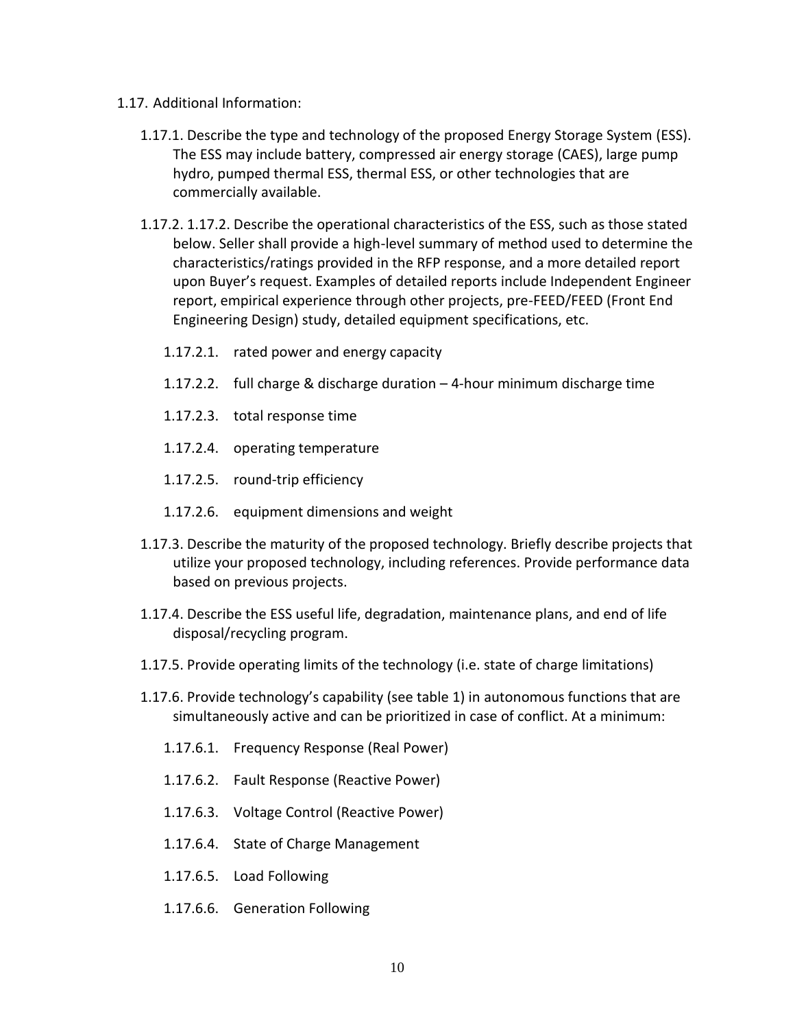1.17. Additional Information:

1.17.1. Describe the type and technology of the proposed Energy Storage System (ESS). The ESS may include battery, compressed air energy storage (CAES), large pump hydro, pumped thermal ESS, thermal ESS, or other technologies that are commercially available.

1.17.2. 1.17.2. Describe the operational characteristics of the ESS, such as those stated below. Seller shall provide a high-level summary of method used to determine the characteristics/ratings provided in the RFP response, and a more detailed report upon Buyer's request. Examples of detailed reports include Independent Engineer report, empirical experience through other projects, pre-FEED/FEED (Front End Engineering Design) study, detailed equipment specifications, etc.

1.17.2.1. rated power and energy capacity

1.17.2.2. full charge & discharge duration – 4-hour minimum discharge time

1.17.2.3. total response time

1.17.2.4. operating temperature

1.17.2.5. round-trip efficiency

1.17.2.6. equipment dimensions and weight

1.17.3. Describe the maturity of the proposed technology. Briefly describe projects that utilize your proposed technology, including references. Provide performance data based on previous projects.

1.17.4. Describe the ESS useful life, degradation, maintenance plans, and end of life disposal/recycling program.

1.17.5. Provide operating limits of the technology (i.e. state of charge limitations)

1.17.6. Provide technology's capability (see table 1) in autonomous functions that are simultaneously active and can be prioritized in case of conflict. At a minimum:

1.17.6.1. Frequency Response (Real Power)

1.17.6.2. Fault Response (Reactive Power)

1.17.6.3. Voltage Control (Reactive Power)

1.17.6.4. State of Charge Management

1.17.6.5. Load Following

1.17.6.6. Generation Following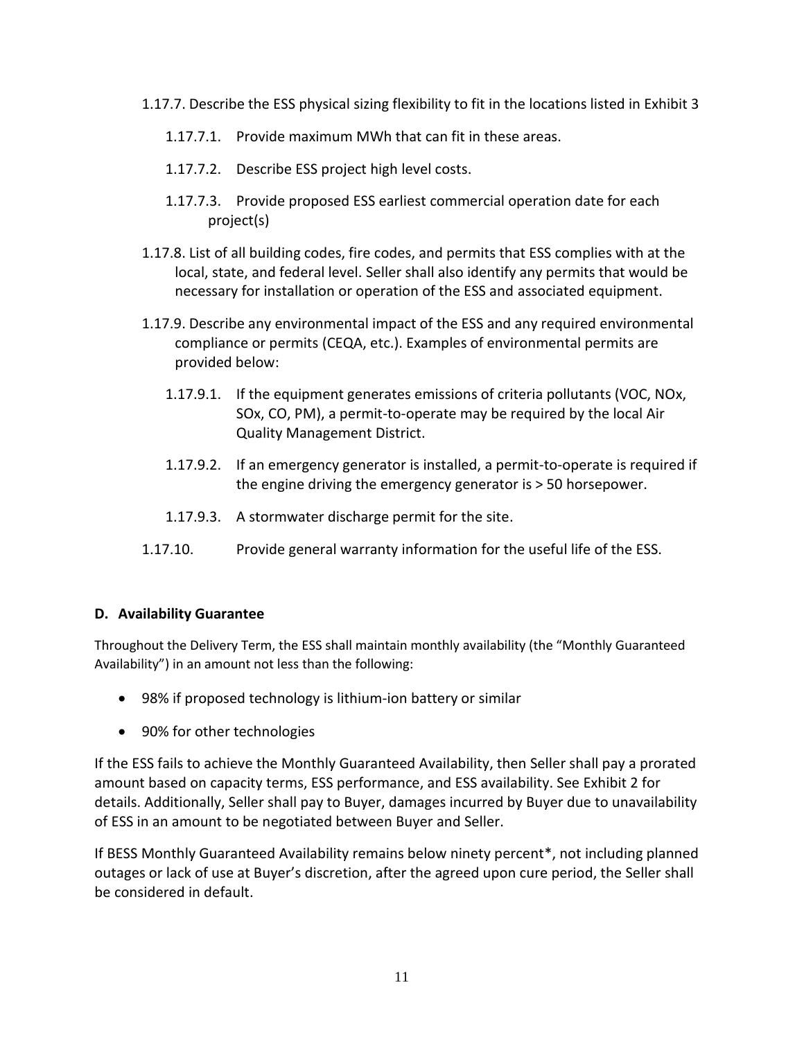1.17.7. Describe the ESS physical sizing flexibility to fit in the locations listed in Exhibit 3

1.17.7.1. Provide maximum MWh that can fit in these areas.

1.17.7.2. Describe ESS project high level costs.

1.17.7.3. Provide proposed ESS earliest commercial operation date for each project(s)

1.17.8. List of all building codes, fire codes, and permits that ESS complies with at the local, state, and federal level. Seller shall also identify any permits that would be necessary for installation or operation of the ESS and associated equipment.

1.17.9. Describe any environmental impact of the ESS and any required environmental compliance or permits (CEQA, etc.). Examples of environmental permits are provided below:

1.17.9.1. If the equipment generates emissions of criteria pollutants (VOC, NOx, SOx, CO, PM), a permit-to-operate may be required by the local Air Quality Management District.

1.17.9.2. If an emergency generator is installed, a permit-to-operate is required if the engine driving the emergency generator is > 50 horsepower.

1.17.9.3. A stormwater discharge permit for the site.

1.17.10. Provide general warranty information for the useful life of the ESS.

### D. Availability Guarantee

Throughout the Delivery Term, the ESS shall maintain monthly availability (the "Monthly Guaranteed Availability") in an amount not less than the following:

- 98% if proposed technology is lithium-ion battery or similar
- 90% for other technologies

If the ESS fails to achieve the Monthly Guaranteed Availability, then Seller shall pay a prorated amount based on capacity terms, ESS performance, and ESS availability. See Exhibit 2 for details. Additionally, Seller shall pay to Buyer, damages incurred by Buyer due to unavailability of ESS in an amount to be negotiated between Buyer and Seller.

If BESS Monthly Guaranteed Availability remains below ninety percent*, not including planned outages or lack of use at Buyer's discretion, after the agreed upon cure period, the Seller shall be considered in default.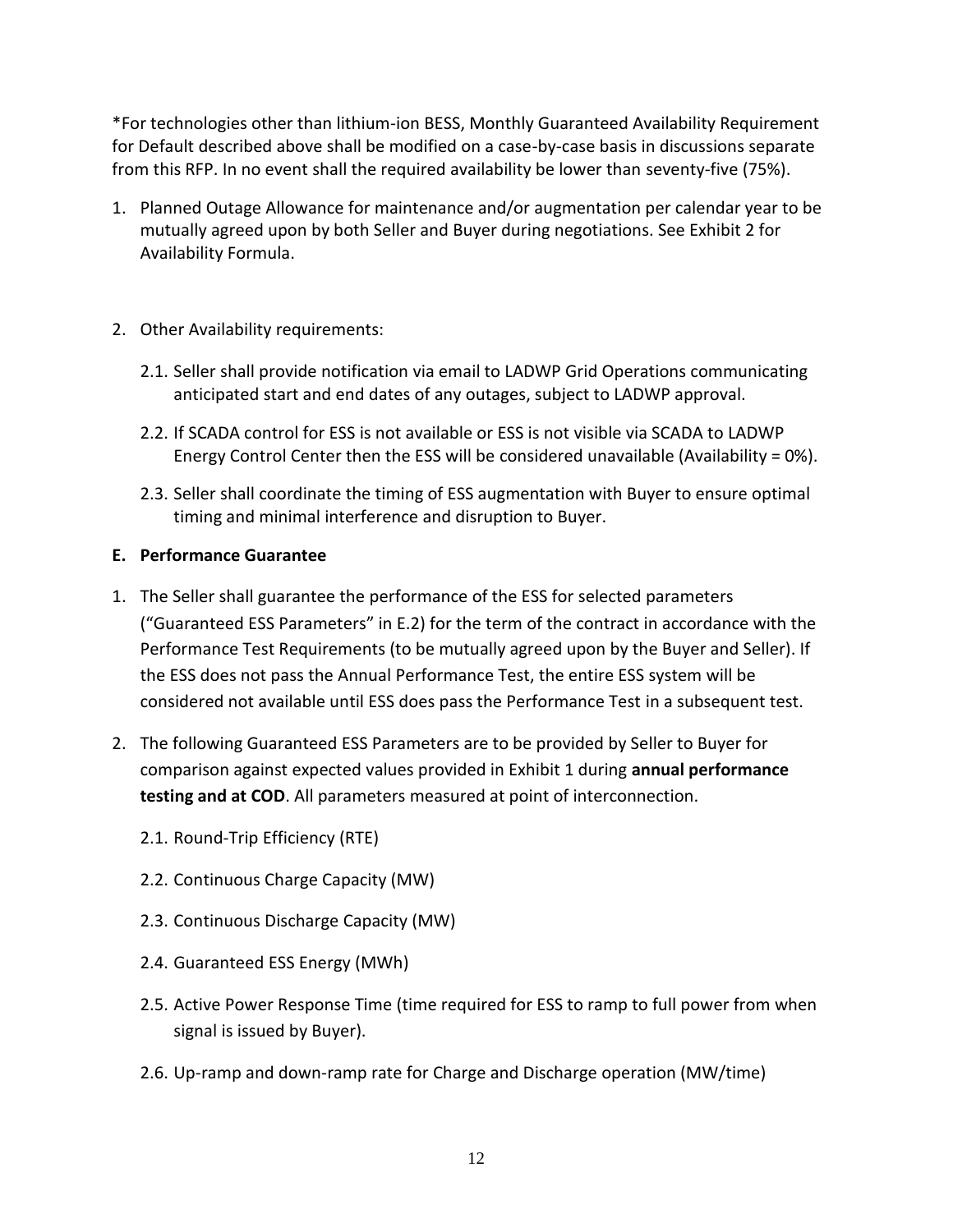*For technologies other than lithium-ion BESS, Monthly Guaranteed Availability Requirement for Default described above shall be modified on a case-by-case basis in discussions separate from this RFP. In no event shall the required availability be lower than seventy-five (75%).

1. Planned Outage Allowance for maintenance and/or augmentation per calendar year to be mutually agreed upon by both Seller and Buyer during negotiations. See Exhibit 2 for Availability Formula.

2. Other Availability requirements:

   2.1. Seller shall provide notification via email to LADWP Grid Operations communicating anticipated start and end dates of any outages, subject to LADWP approval.

   2.2. If SCADA control for ESS is not available or ESS is not visible via SCADA to LADWP Energy Control Center then the ESS will be considered unavailable (Availability = 0%).

   2.3. Seller shall coordinate the timing of ESS augmentation with Buyer to ensure optimal timing and minimal interference and disruption to Buyer.

**E. Performance Guarantee**

1. The Seller shall guarantee the performance of the ESS for selected parameters ("Guaranteed ESS Parameters" in E.2) for the term of the contract in accordance with the Performance Test Requirements (to be mutually agreed upon by the Buyer and Seller). If the ESS does not pass the Annual Performance Test, the entire ESS system will be considered not available until ESS does pass the Performance Test in a subsequent test.

2. The following Guaranteed ESS Parameters are to be provided by Seller to Buyer for comparison against expected values provided in Exhibit 1 during **annual performance testing and at COD**. All parameters measured at point of interconnection.

   2.1. Round-Trip Efficiency (RTE)

   2.2. Continuous Charge Capacity (MW)

   2.3. Continuous Discharge Capacity (MW)

   2.4. Guaranteed ESS Energy (MWh)

   2.5. Active Power Response Time (time required for ESS to ramp to full power from when signal is issued by Buyer).

   2.6. Up-ramp and down-ramp rate for Charge and Discharge operation (MW/time)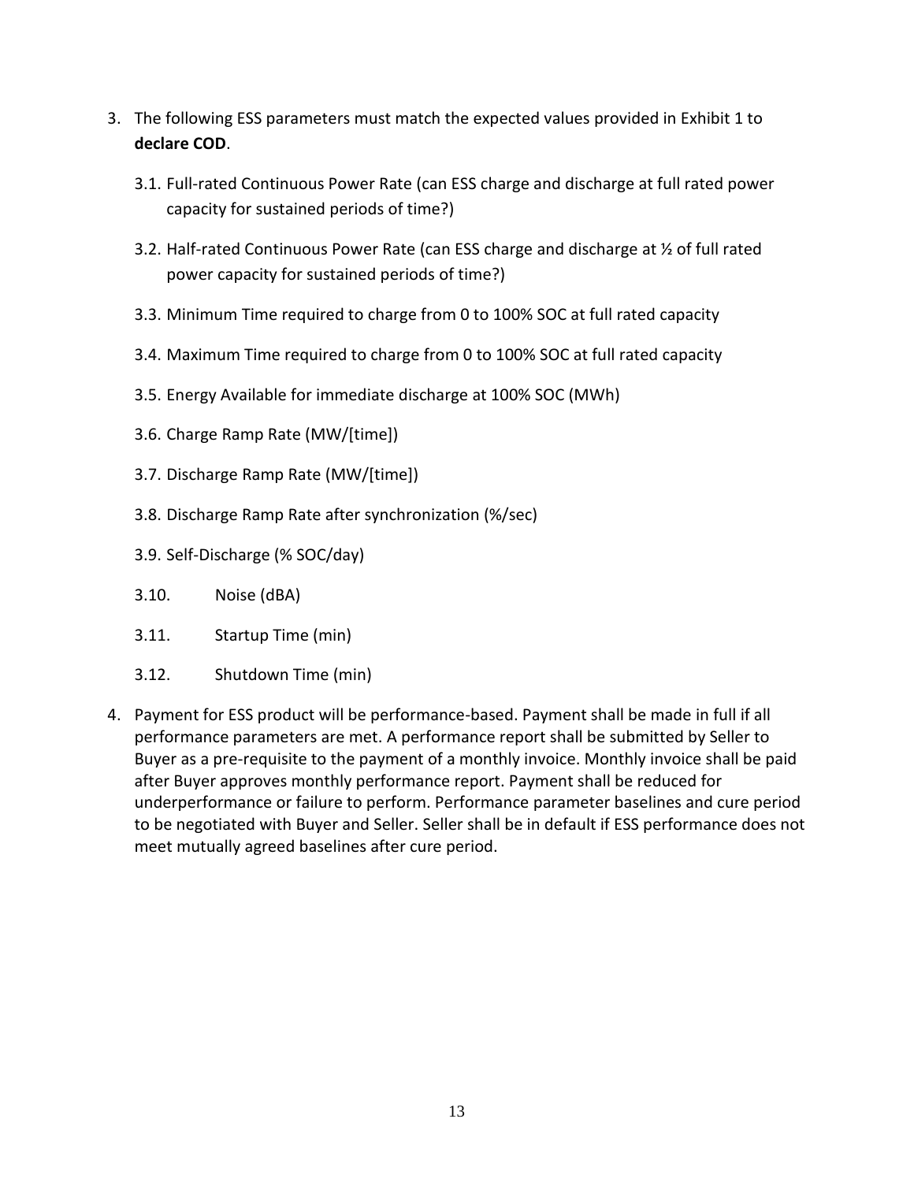3. The following ESS parameters must match the expected values provided in Exhibit 1 to **declare COD**.

   3.1. Full-rated Continuous Power Rate (can ESS charge and discharge at full rated power capacity for sustained periods of time?)

   3.2. Half-rated Continuous Power Rate (can ESS charge and discharge at ½ of full rated power capacity for sustained periods of time?)

   3.3. Minimum Time required to charge from 0 to 100% SOC at full rated capacity

   3.4. Maximum Time required to charge from 0 to 100% SOC at full rated capacity

   3.5. Energy Available for immediate discharge at 100% SOC (MWh)

   3.6. Charge Ramp Rate (MW/[time])

   3.7. Discharge Ramp Rate (MW/[time])

   3.8. Discharge Ramp Rate after synchronization (%/sec)

   3.9. Self-Discharge (% SOC/day)

   3.10. Noise (dBA)

   3.11. Startup Time (min)

   3.12. Shutdown Time (min)

4. Payment for ESS product will be performance-based. Payment shall be made in full if all performance parameters are met. A performance report shall be submitted by Seller to Buyer as a pre-requisite to the payment of a monthly invoice. Monthly invoice shall be paid after Buyer approves monthly performance report. Payment shall be reduced for underperformance or failure to perform. Performance parameter baselines and cure period to be negotiated with Buyer and Seller. Seller shall be in default if ESS performance does not meet mutually agreed baselines after cure period.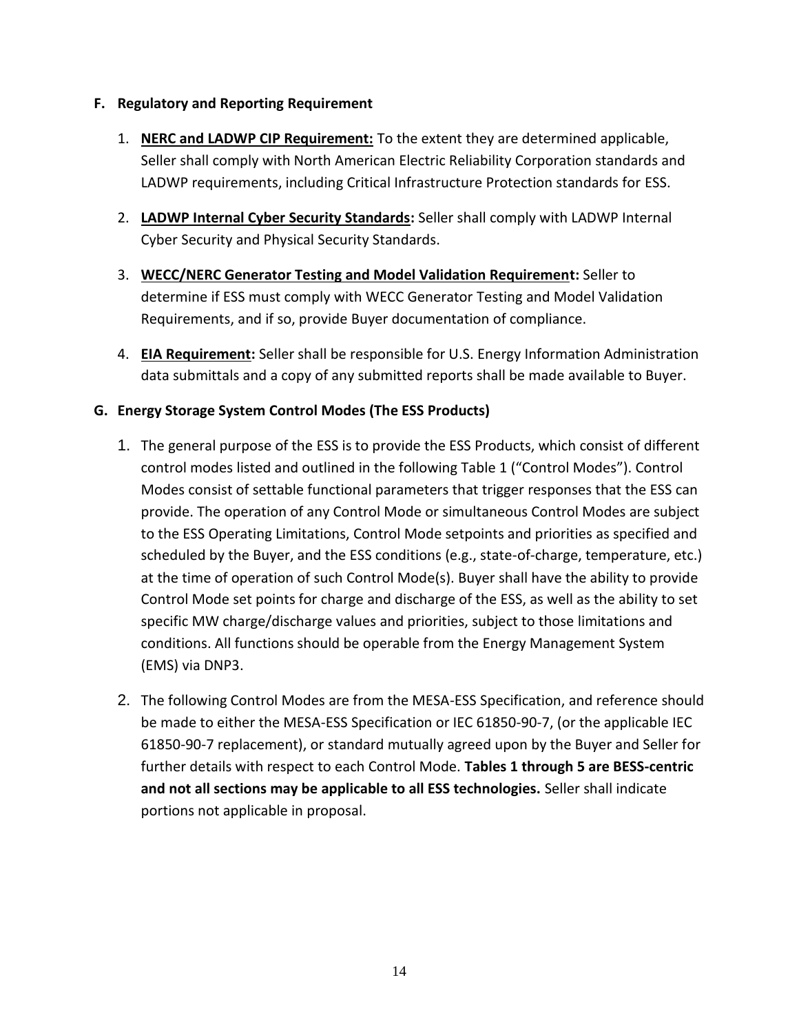## F. Regulatory and Reporting Requirement

1. **NERC and LADWP CIP Requirement:** To the extent they are determined applicable, Seller shall comply with North American Electric Reliability Corporation standards and LADWP requirements, including Critical Infrastructure Protection standards for ESS.

2. **LADWP Internal Cyber Security Standards:** Seller shall comply with LADWP Internal Cyber Security and Physical Security Standards.

3. **WECC/NERC Generator Testing and Model Validation Requirement:** Seller to determine if ESS must comply with WECC Generator Testing and Model Validation Requirements, and if so, provide Buyer documentation of compliance.

4. **EIA Requirement:** Seller shall be responsible for U.S. Energy Information Administration data submittals and a copy of any submitted reports shall be made available to Buyer.

## G. Energy Storage System Control Modes (The ESS Products)

1. The general purpose of the ESS is to provide the ESS Products, which consist of different control modes listed and outlined in the following Table 1 ("Control Modes"). Control Modes consist of settable functional parameters that trigger responses that the ESS can provide. The operation of any Control Mode or simultaneous Control Modes are subject to the ESS Operating Limitations, Control Mode setpoints and priorities as specified and scheduled by the Buyer, and the ESS conditions (e.g., state-of-charge, temperature, etc.) at the time of operation of such Control Mode(s). Buyer shall have the ability to provide Control Mode set points for charge and discharge of the ESS, as well as the ability to set specific MW charge/discharge values and priorities, subject to those limitations and conditions. All functions should be operable from the Energy Management System (EMS) via DNP3.

2. The following Control Modes are from the MESA-ESS Specification, and reference should be made to either the MESA-ESS Specification or IEC 61850-90-7, (or the applicable IEC 61850-90-7 replacement), or standard mutually agreed upon by the Buyer and Seller for further details with respect to each Control Mode. **Tables 1 through 5 are BESS-centric and not all sections may be applicable to all ESS technologies.** Seller shall indicate portions not applicable in proposal.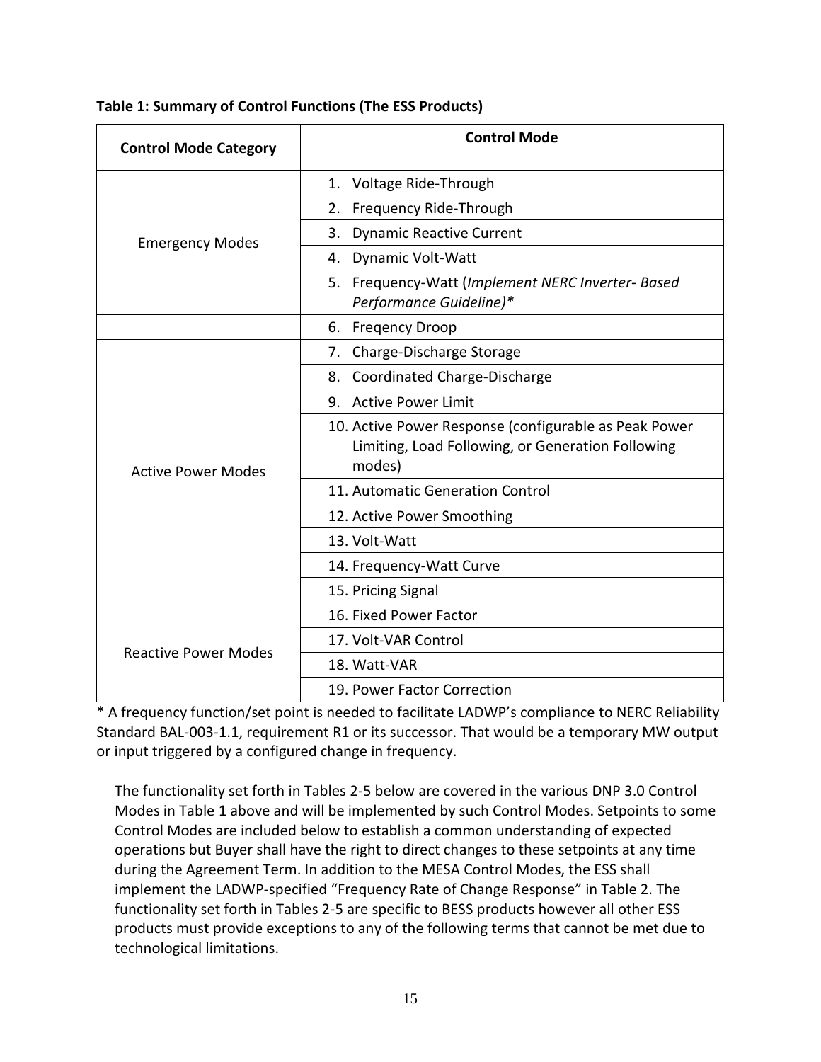**Table 1: Summary of Control Functions (The ESS Products)**

| Control Mode Category | Control Mode |
|---|---|
| Emergency Modes | 1. Voltage Ride-Through |
| | 2. Frequency Ride-Through |
| | 3. Dynamic Reactive Current |
| | 4. Dynamic Volt-Watt |
| | 5. Frequency-Watt (*Implement NERC Inverter- Based Performance Guideline)** |
| | 6. Freqency Droop |
| Active Power Modes | 7. Charge-Discharge Storage |
| | 8. Coordinated Charge-Discharge |
| | 9. Active Power Limit |
| | 10. Active Power Response (configurable as Peak Power Limiting, Load Following, or Generation Following modes) |
| | 11. Automatic Generation Control |
| | 12. Active Power Smoothing |
| | 13. Volt-Watt |
| | 14. Frequency-Watt Curve |
| | 15. Pricing Signal |
| Reactive Power Modes | 16. Fixed Power Factor |
| | 17. Volt-VAR Control |
| | 18. Watt-VAR |
| | 19. Power Factor Correction |

* A frequency function/set point is needed to facilitate LADWP's compliance to NERC Reliability Standard BAL-003-1.1, requirement R1 or its successor. That would be a temporary MW output or input triggered by a configured change in frequency.

The functionality set forth in Tables 2-5 below are covered in the various DNP 3.0 Control Modes in Table 1 above and will be implemented by such Control Modes. Setpoints to some Control Modes are included below to establish a common understanding of expected operations but Buyer shall have the right to direct changes to these setpoints at any time during the Agreement Term. In addition to the MESA Control Modes, the ESS shall implement the LADWP-specified "Frequency Rate of Change Response" in Table 2. The functionality set forth in Tables 2-5 are specific to BESS products however all other ESS products must provide exceptions to any of the following terms that cannot be met due to technological limitations.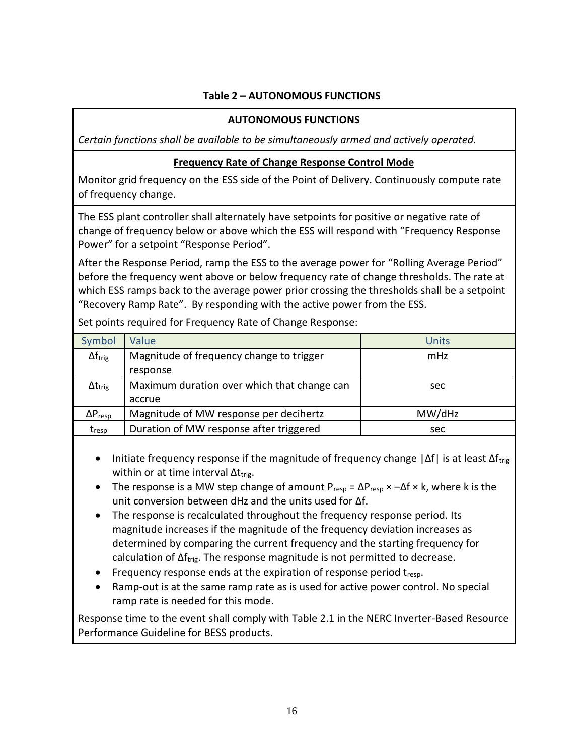**Table 2 – AUTONOMOUS FUNCTIONS**

**AUTONOMOUS FUNCTIONS**

*Certain functions shall be available to be simultaneously armed and actively operated.*

**<u>Frequency Rate of Change Response Control Mode</u>**

Monitor grid frequency on the ESS side of the Point of Delivery. Continuously compute rate of frequency change.

The ESS plant controller shall alternately have setpoints for positive or negative rate of change of frequency below or above which the ESS will respond with “Frequency Response Power” for a setpoint “Response Period”.

After the Response Period, ramp the ESS to the average power for “Rolling Average Period” before the frequency went above or below frequency rate of change thresholds. The rate at which ESS ramps back to the average power prior crossing the thresholds shall be a setpoint “Recovery Ramp Rate”. By responding with the active power from the ESS.

Set points required for Frequency Rate of Change Response:

| Symbol | Value | Units |
|---|---|---|
| $\Delta f_{trig}$ | Magnitude of frequency change to trigger response | mHz |
| $\Delta t_{trig}$ | Maximum duration over which that change can accrue | sec |
| $\Delta P_{resp}$ | Magnitude of MW response per decihertz | MW/dHz |
| $t_{resp}$ | Duration of MW response after triggered | sec |

- Initiate frequency response if the magnitude of frequency change $|\Delta f|$ is at least $\Delta f_{trig}$ within or at time interval $\Delta t_{trig}$.
- The response is a MW step change of amount $P_{resp} = \Delta P_{resp} \times -\Delta f \times k$, where k is the unit conversion between dHz and the units used for $\Delta f$.
- The response is recalculated throughout the frequency response period. Its magnitude increases if the magnitude of the frequency deviation increases as determined by comparing the current frequency and the starting frequency for calculation of $\Delta f_{trig}$. The response magnitude is not permitted to decrease.
- Frequency response ends at the expiration of response period $t_{resp}$.
- Ramp-out is at the same ramp rate as is used for active power control. No special ramp rate is needed for this mode.

Response time to the event shall comply with Table 2.1 in the NERC Inverter-Based Resource Performance Guideline for BESS products.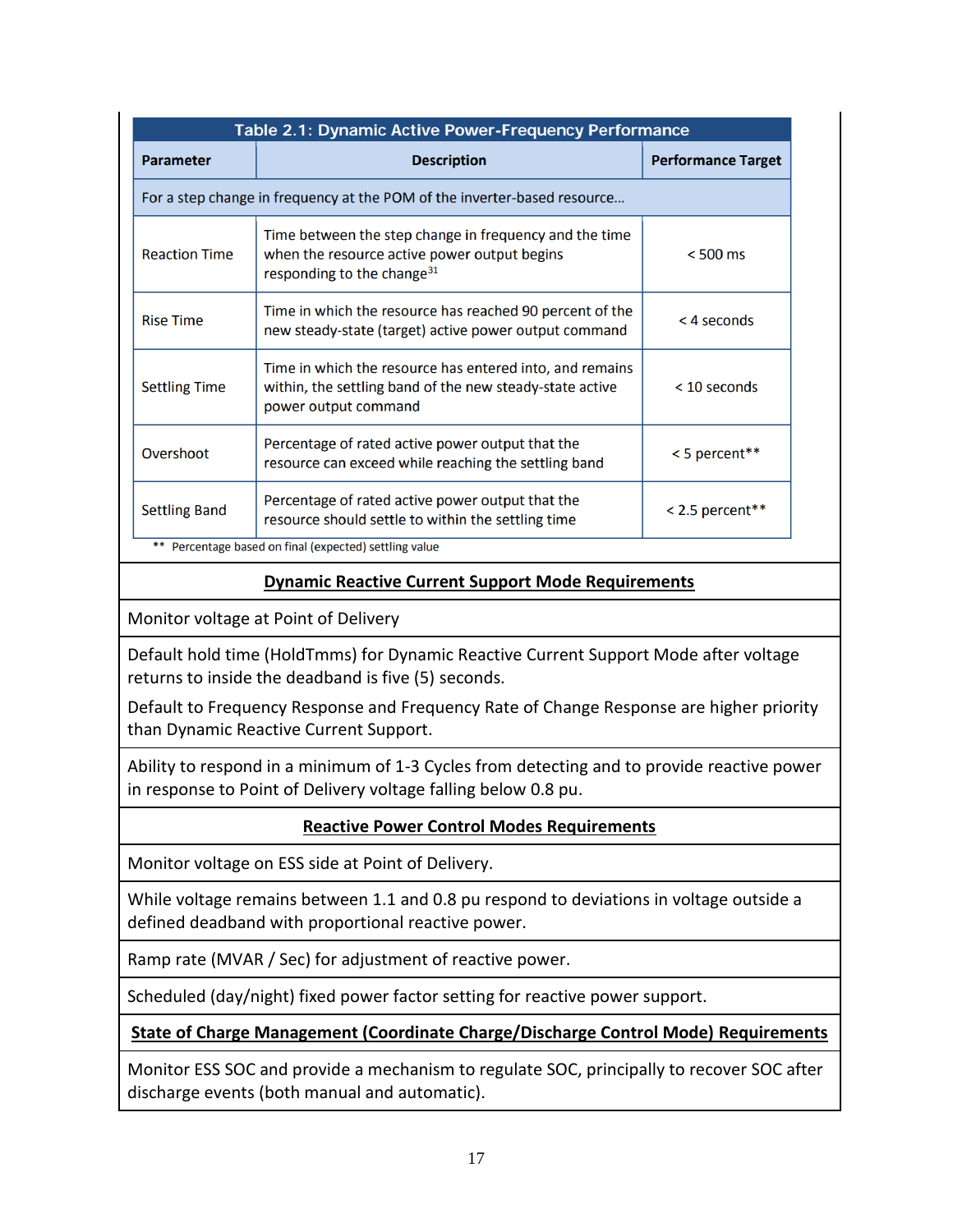| Table 2.1: Dynamic Active Power-Frequency Performance | | |
|---|---|---|
| **Parameter** | **Description** | **Performance Target** |
| For a step change in frequency at the POM of the inverter-based resource… | | |
| Reaction Time | Time between the step change in frequency and the time when the resource active power output begins responding to the change[31] | < 500 ms |
| Rise Time | Time in which the resource has reached 90 percent of the new steady-state (target) active power output command | < 4 seconds |
| Settling Time | Time in which the resource has entered into, and remains within, the settling band of the new steady-state active power output command | < 10 seconds |
| Overshoot | Percentage of rated active power output that the resource can exceed while reaching the settling band | < 5 percent** |
| Settling Band | Percentage of rated active power output that the resource should settle to within the settling time | < 2.5 percent** |

** Percentage based on final (expected) settling value

| **Dynamic Reactive Current Support Mode Requirements** |
|---|
| Monitor voltage at Point of Delivery |
| Default hold time (HoldTmms) for Dynamic Reactive Current Support Mode after voltage returns to inside the deadband is five (5) seconds. Default to Frequency Response and Frequency Rate of Change Response are higher priority than Dynamic Reactive Current Support. |
| Ability to respond in a minimum of 1-3 Cycles from detecting and to provide reactive power in response to Point of Delivery voltage falling below 0.8 pu. |
| **Reactive Power Control Modes Requirements** |
| Monitor voltage on ESS side at Point of Delivery. |
| While voltage remains between 1.1 and 0.8 pu respond to deviations in voltage outside a defined deadband with proportional reactive power. |
| Ramp rate (MVAR / Sec) for adjustment of reactive power. |
| Scheduled (day/night) fixed power factor setting for reactive power support. |
| **State of Charge Management (Coordinate Charge/Discharge Control Mode) Requirements** |
| Monitor ESS SOC and provide a mechanism to regulate SOC, principally to recover SOC after discharge events (both manual and automatic). |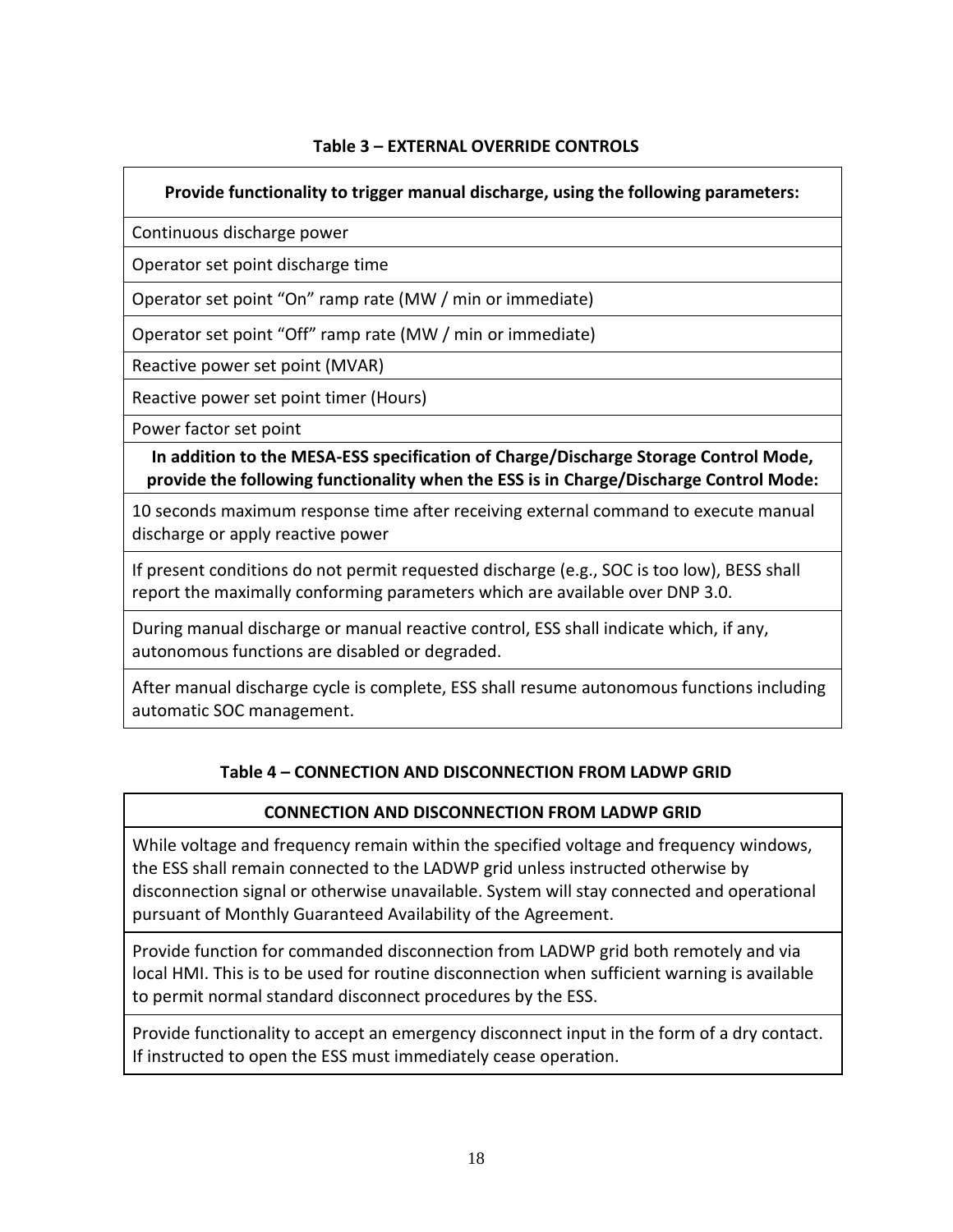**Table 3 – EXTERNAL OVERRIDE CONTROLS**

| **Provide functionality to trigger manual discharge, using the following parameters:** |
| --- |
| Continuous discharge power |
| Operator set point discharge time |
| Operator set point “On” ramp rate (MW / min or immediate) |
| Operator set point “Off” ramp rate (MW / min or immediate) |
| Reactive power set point (MVAR) |
| Reactive power set point timer (Hours) |
| Power factor set point |
| **In addition to the MESA-ESS specification of Charge/Discharge Storage Control Mode, provide the following functionality when the ESS is in Charge/Discharge Control Mode:** |
| 10 seconds maximum response time after receiving external command to execute manual discharge or apply reactive power |
| If present conditions do not permit requested discharge (e.g., SOC is too low), BESS shall report the maximally conforming parameters which are available over DNP 3.0. |
| During manual discharge or manual reactive control, ESS shall indicate which, if any, autonomous functions are disabled or degraded. |
| After manual discharge cycle is complete, ESS shall resume autonomous functions including automatic SOC management. |

**Table 4 – CONNECTION AND DISCONNECTION FROM LADWP GRID**

| **CONNECTION AND DISCONNECTION FROM LADWP GRID** |
| --- |
| While voltage and frequency remain within the specified voltage and frequency windows, the ESS shall remain connected to the LADWP grid unless instructed otherwise by disconnection signal or otherwise unavailable. System will stay connected and operational pursuant of Monthly Guaranteed Availability of the Agreement. |
| Provide function for commanded disconnection from LADWP grid both remotely and via local HMI. This is to be used for routine disconnection when sufficient warning is available to permit normal standard disconnect procedures by the ESS. |
| Provide functionality to accept an emergency disconnect input in the form of a dry contact. If instructed to open the ESS must immediately cease operation. |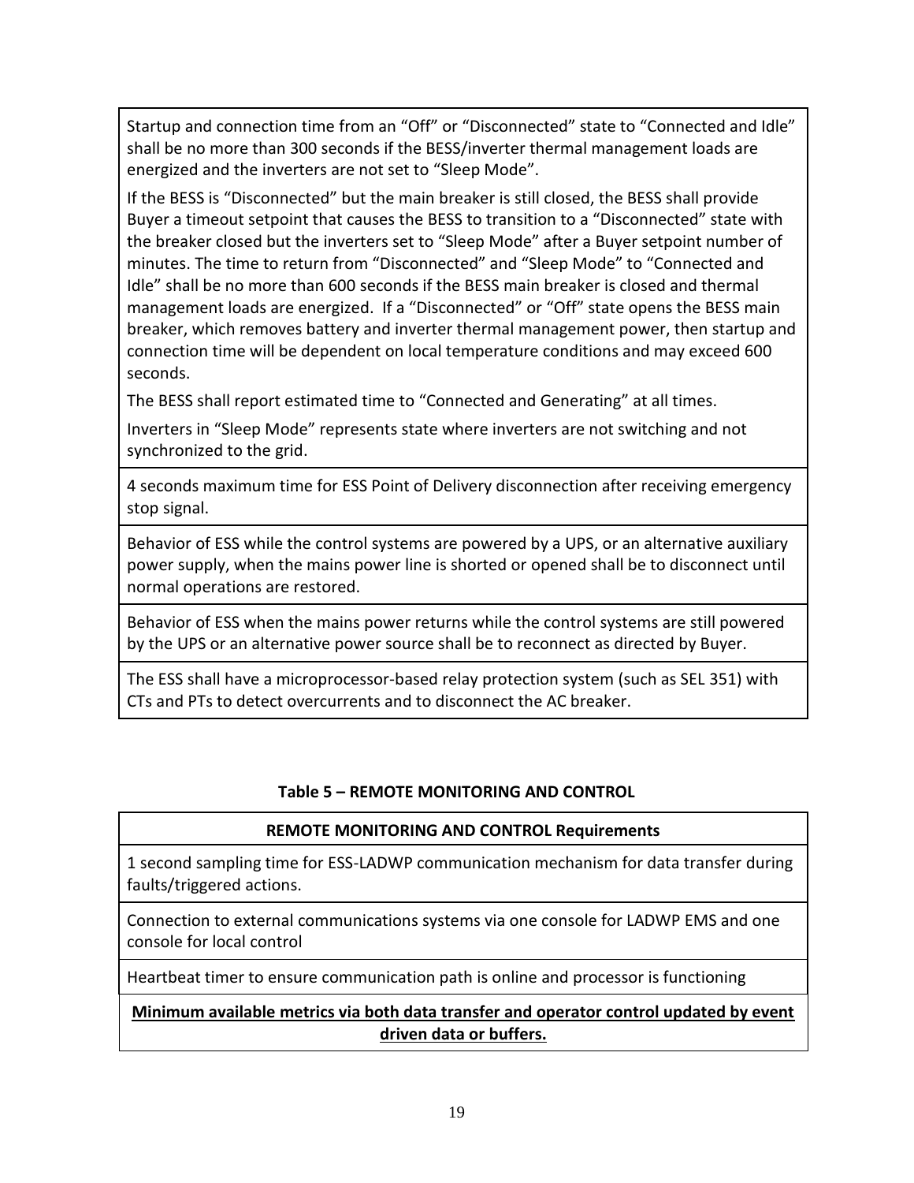| |
|---|
| Startup and connection time from an "Off" or "Disconnected" state to "Connected and Idle" shall be no more than 300 seconds if the BESS/inverter thermal management loads are energized and the inverters are not set to "Sleep Mode".<br><br>If the BESS is "Disconnected" but the main breaker is still closed, the BESS shall provide Buyer a timeout setpoint that causes the BESS to transition to a "Disconnected" state with the breaker closed but the inverters set to "Sleep Mode" after a Buyer setpoint number of minutes. The time to return from "Disconnected" and "Sleep Mode" to "Connected and Idle" shall be no more than 600 seconds if the BESS main breaker is closed and thermal management loads are energized. If a "Disconnected" or "Off" state opens the BESS main breaker, which removes battery and inverter thermal management power, then startup and connection time will be dependent on local temperature conditions and may exceed 600 seconds.<br><br>The BESS shall report estimated time to "Connected and Generating" at all times.<br><br>Inverters in "Sleep Mode" represents state where inverters are not switching and not synchronized to the grid. |
| 4 seconds maximum time for ESS Point of Delivery disconnection after receiving emergency stop signal. |
| Behavior of ESS while the control systems are powered by a UPS, or an alternative auxiliary power supply, when the mains power line is shorted or opened shall be to disconnect until normal operations are restored. |
| Behavior of ESS when the mains power returns while the control systems are still powered by the UPS or an alternative power source shall be to reconnect as directed by Buyer. |
| The ESS shall have a microprocessor-based relay protection system (such as SEL 351) with CTs and PTs to detect overcurrents and to disconnect the AC breaker. |

**Table 5 – REMOTE MONITORING AND CONTROL**

| **REMOTE MONITORING AND CONTROL Requirements** |
|---|
| 1 second sampling time for ESS-LADWP communication mechanism for data transfer during faults/triggered actions. |
| Connection to external communications systems via one console for LADWP EMS and one console for local control |
| Heartbeat timer to ensure communication path is online and processor is functioning |
| **<u>Minimum available metrics via both data transfer and operator control updated by event driven data or buffers.</u>** |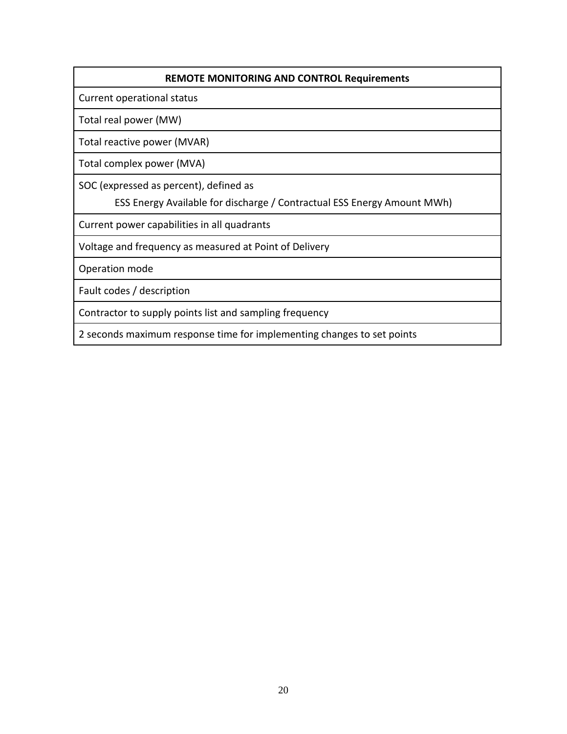| REMOTE MONITORING AND CONTROL Requirements |
| --- |
| Current operational status |
| Total real power (MW) |
| Total reactive power (MVAR) |
| Total complex power (MVA) |
| SOC (expressed as percent), defined as<br>ESS Energy Available for discharge / Contractual ESS Energy Amount MWh) |
| Current power capabilities in all quadrants |
| Voltage and frequency as measured at Point of Delivery |
| Operation mode |
| Fault codes / description |
| Contractor to supply points list and sampling frequency |
| 2 seconds maximum response time for implementing changes to set points |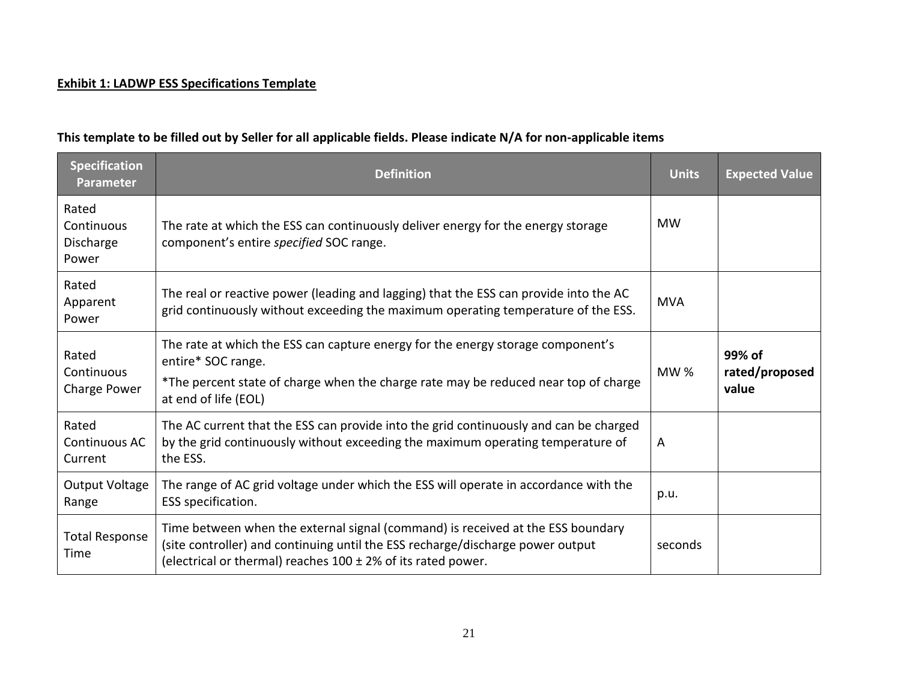**Exhibit 1: LADWP ESS Specifications Template**

**This template to be filled out by Seller for all applicable fields. Please indicate N/A for non-applicable items**

| Specification Parameter | Definition | Units | Expected Value |
|---|---|---|---|
| Rated Continuous Discharge Power | The rate at which the ESS can continuously deliver energy for the energy storage component's entire *specified* SOC range. | MW | |
| Rated Apparent Power | The real or reactive power (leading and lagging) that the ESS can provide into the AC grid continuously without exceeding the maximum operating temperature of the ESS. | MVA | |
| Rated Continuous Charge Power | The rate at which the ESS can capture energy for the energy storage component's entire* SOC range.<br>*The percent state of charge when the charge rate may be reduced near top of charge at end of life (EOL) | MW % | **99% of rated/proposed value** |
| Rated Continuous AC Current | The AC current that the ESS can provide into the grid continuously and can be charged by the grid continuously without exceeding the maximum operating temperature of the ESS. | A | |
| Output Voltage Range | The range of AC grid voltage under which the ESS will operate in accordance with the ESS specification. | p.u. | |
| Total Response Time | Time between when the external signal (command) is received at the ESS boundary (site controller) and continuing until the ESS recharge/discharge power output (electrical or thermal) reaches 100 ± 2% of its rated power. | seconds | |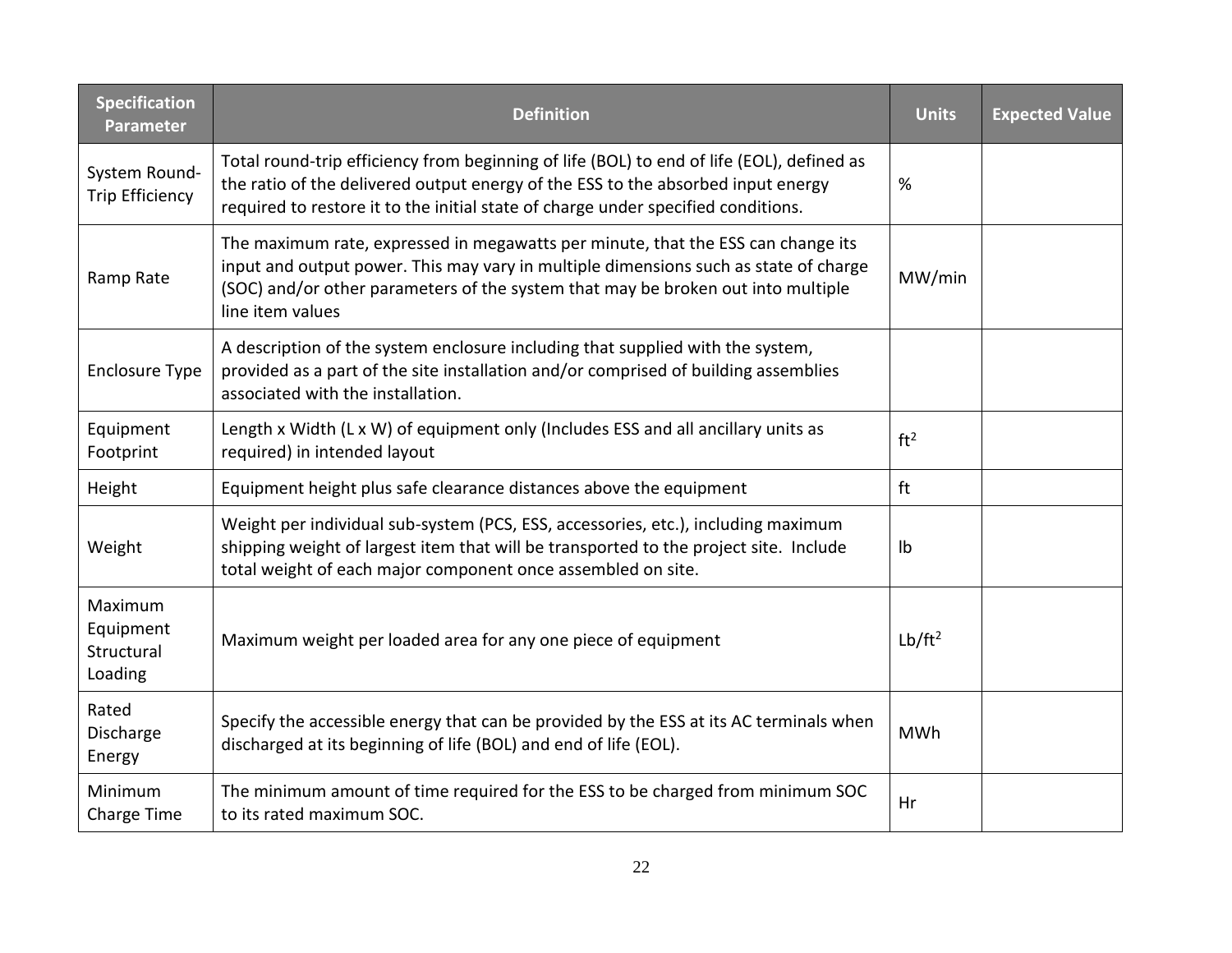| Specification Parameter | Definition | Units | Expected Value |
|---|---|---|---|
| System Round-Trip Efficiency | Total round-trip efficiency from beginning of life (BOL) to end of life (EOL), defined as the ratio of the delivered output energy of the ESS to the absorbed input energy required to restore it to the initial state of charge under specified conditions. | % | |
| Ramp Rate | The maximum rate, expressed in megawatts per minute, that the ESS can change its input and output power. This may vary in multiple dimensions such as state of charge (SOC) and/or other parameters of the system that may be broken out into multiple line item values | MW/min | |
| Enclosure Type | A description of the system enclosure including that supplied with the system, provided as a part of the site installation and/or comprised of building assemblies associated with the installation. | | |
| Equipment Footprint | Length x Width (L x W) of equipment only (Includes ESS and all ancillary units as required) in intended layout | $ft^2$ | |
| Height | Equipment height plus safe clearance distances above the equipment | ft | |
| Weight | Weight per individual sub-system (PCS, ESS, accessories, etc.), including maximum shipping weight of largest item that will be transported to the project site. Include total weight of each major component once assembled on site. | lb | |
| Maximum Equipment Structural Loading | Maximum weight per loaded area for any one piece of equipment | $Lb/ft^2$ | |
| Rated Discharge Energy | Specify the accessible energy that can be provided by the ESS at its AC terminals when discharged at its beginning of life (BOL) and end of life (EOL). | MWh | |
| Minimum Charge Time | The minimum amount of time required for the ESS to be charged from minimum SOC to its rated maximum SOC. | Hr | |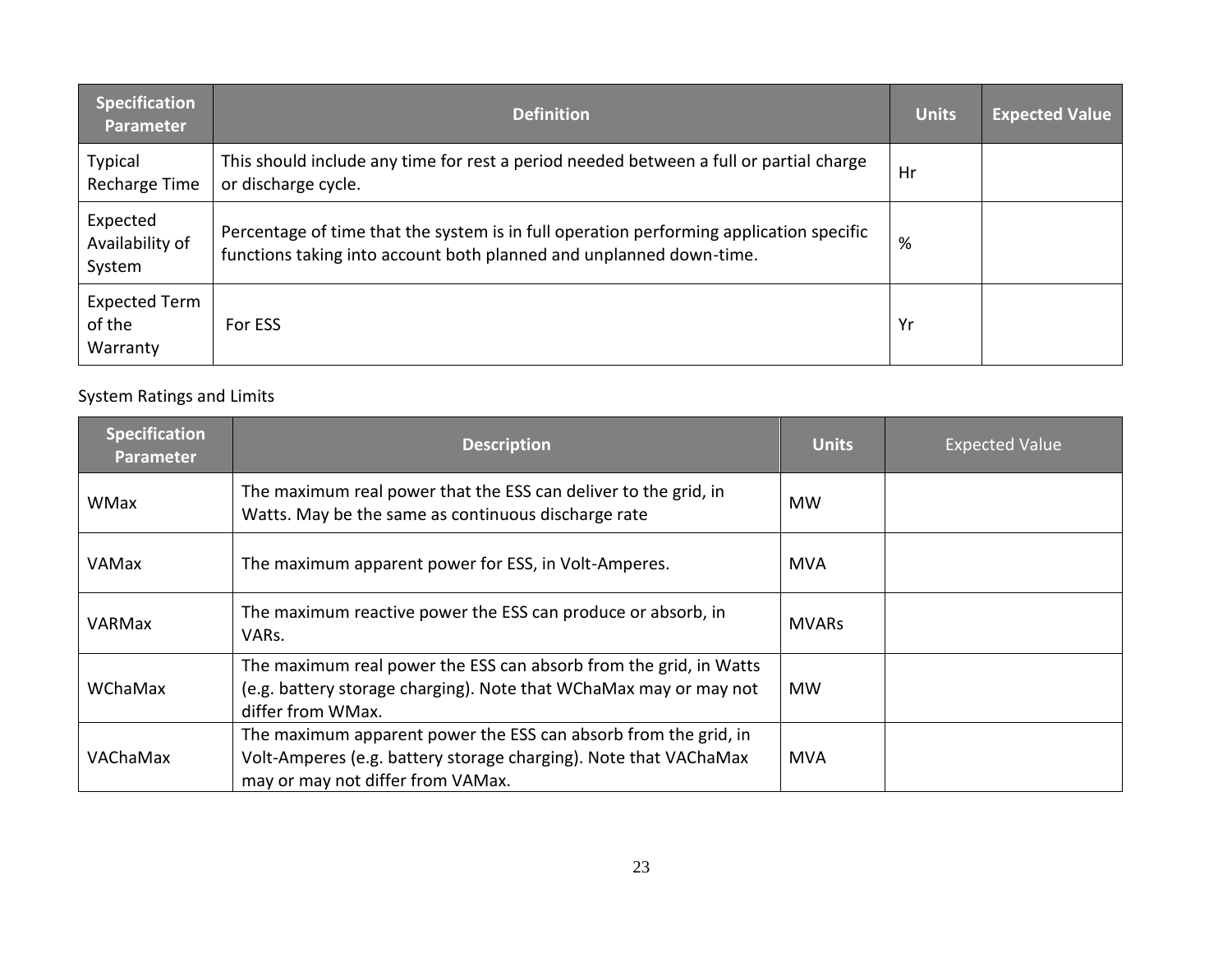| Specification Parameter | Definition | Units | Expected Value |
|---|---|---|---|
| Typical Recharge Time | This should include any time for rest a period needed between a full or partial charge or discharge cycle. | Hr | |
| Expected Availability of System | Percentage of time that the system is in full operation performing application specific functions taking into account both planned and unplanned down-time. | % | |
| Expected Term of the Warranty | For ESS | Yr | |

System Ratings and Limits

| Specification Parameter | Description | Units | Expected Value |
|---|---|---|---|
| WMax | The maximum real power that the ESS can deliver to the grid, in Watts. May be the same as continuous discharge rate | MW | |
| VAMax | The maximum apparent power for ESS, in Volt-Amperes. | MVA | |
| VARMax | The maximum reactive power the ESS can produce or absorb, in VARs. | MVARs | |
| WChaMax | The maximum real power the ESS can absorb from the grid, in Watts (e.g. battery storage charging). Note that WChaMax may or may not differ from WMax. | MW | |
| VAChaMax | The maximum apparent power the ESS can absorb from the grid, in Volt-Amperes (e.g. battery storage charging). Note that VAChaMax may or may not differ from VAMax. | MVA | |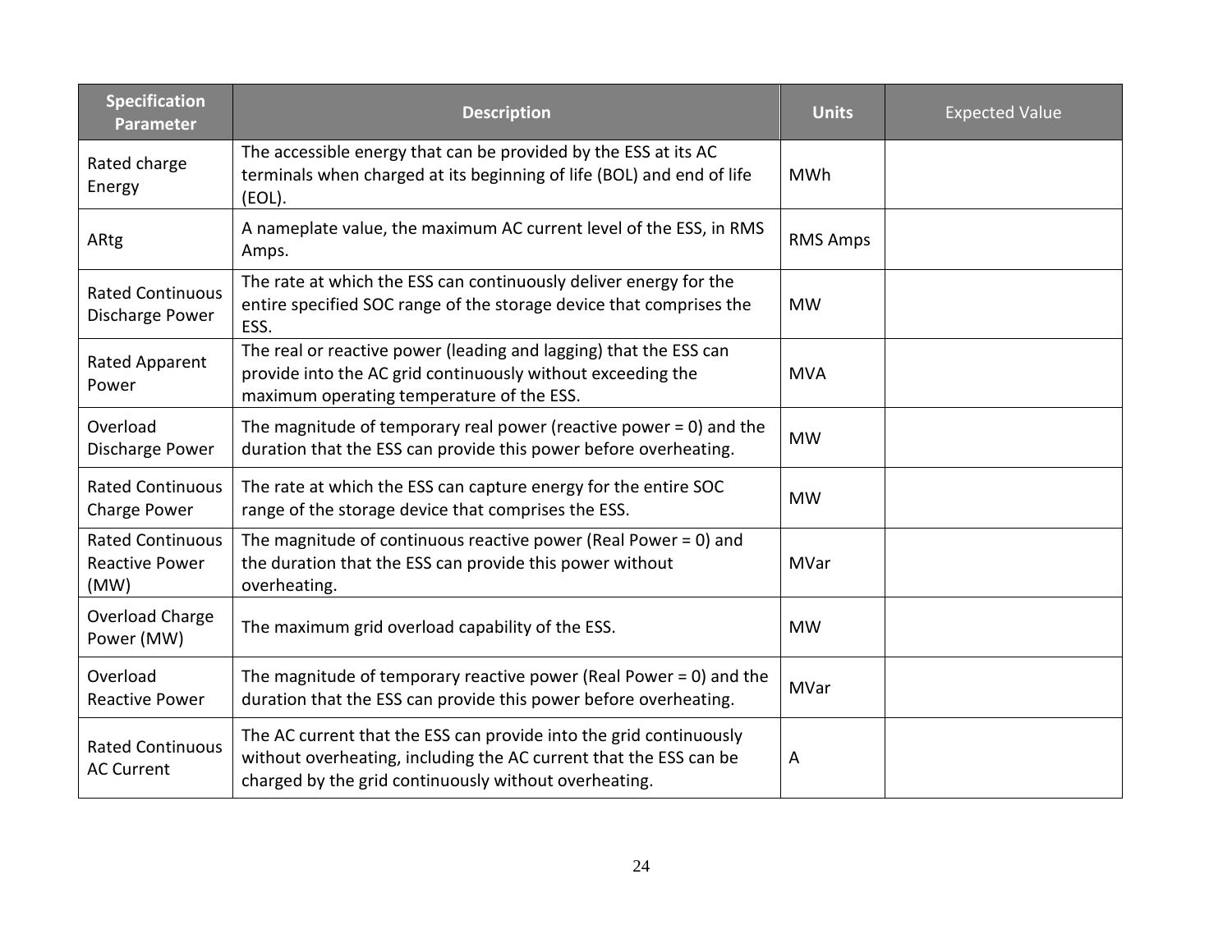| Specification Parameter | Description | Units | Expected Value |
|---|---|---|---|
| Rated charge Energy | The accessible energy that can be provided by the ESS at its AC terminals when charged at its beginning of life (BOL) and end of life (EOL). | MWh | |
| ARtg | A nameplate value, the maximum AC current level of the ESS, in RMS Amps. | RMS Amps | |
| Rated Continuous Discharge Power | The rate at which the ESS can continuously deliver energy for the entire specified SOC range of the storage device that comprises the ESS. | MW | |
| Rated Apparent Power | The real or reactive power (leading and lagging) that the ESS can provide into the AC grid continuously without exceeding the maximum operating temperature of the ESS. | MVA | |
| Overload Discharge Power | The magnitude of temporary real power (reactive power = 0) and the duration that the ESS can provide this power before overheating. | MW | |
| Rated Continuous Charge Power | The rate at which the ESS can capture energy for the entire SOC range of the storage device that comprises the ESS. | MW | |
| Rated Continuous Reactive Power (MW) | The magnitude of continuous reactive power (Real Power = 0) and the duration that the ESS can provide this power without overheating. | MVar | |
| Overload Charge Power (MW) | The maximum grid overload capability of the ESS. | MW | |
| Overload Reactive Power | The magnitude of temporary reactive power (Real Power = 0) and the duration that the ESS can provide this power before overheating. | MVar | |
| Rated Continuous AC Current | The AC current that the ESS can provide into the grid continuously without overheating, including the AC current that the ESS can be charged by the grid continuously without overheating. | A | |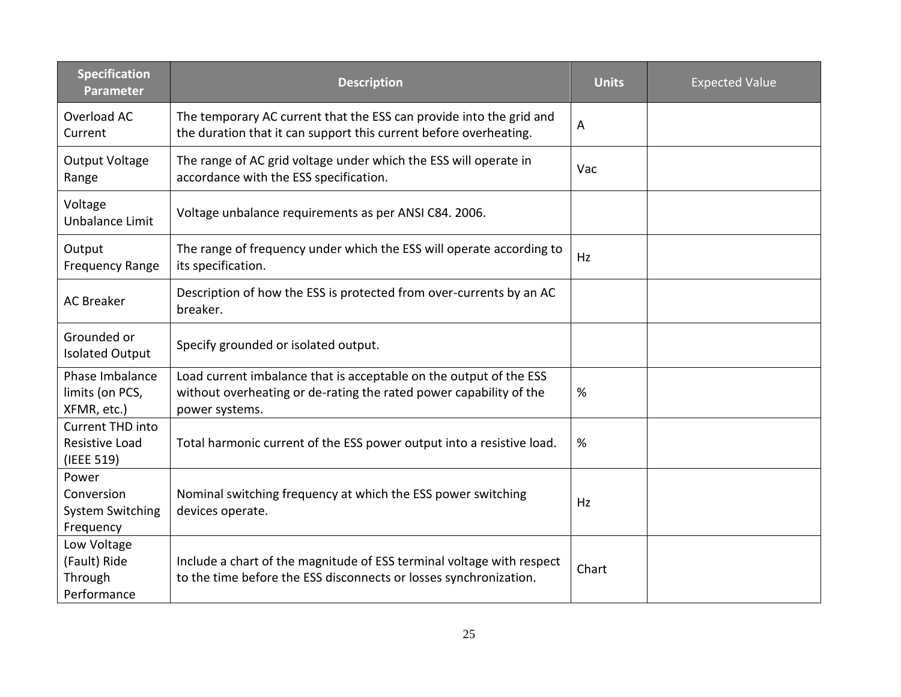| Specification Parameter | Description | Units | Expected Value |
| --- | --- | --- | --- |
| Overload AC Current | The temporary AC current that the ESS can provide into the grid and the duration that it can support this current before overheating. | A | |
| Output Voltage Range | The range of AC grid voltage under which the ESS will operate in accordance with the ESS specification. | Vac | |
| Voltage Unbalance Limit | Voltage unbalance requirements as per ANSI C84. 2006. | | |
| Output Frequency Range | The range of frequency under which the ESS will operate according to its specification. | Hz | |
| AC Breaker | Description of how the ESS is protected from over-currents by an AC breaker. | | |
| Grounded or Isolated Output | Specify grounded or isolated output. | | |
| Phase Imbalance limits (on PCS, XFMR, etc.) | Load current imbalance that is acceptable on the output of the ESS without overheating or de-rating the rated power capability of the power systems. | % | |
| Current THD into Resistive Load (IEEE 519) | Total harmonic current of the ESS power output into a resistive load. | % | |
| Power Conversion System Switching Frequency | Nominal switching frequency at which the ESS power switching devices operate. | Hz | |
| Low Voltage (Fault) Ride Through Performance | Include a chart of the magnitude of ESS terminal voltage with respect to the time before the ESS disconnects or losses synchronization. | Chart | |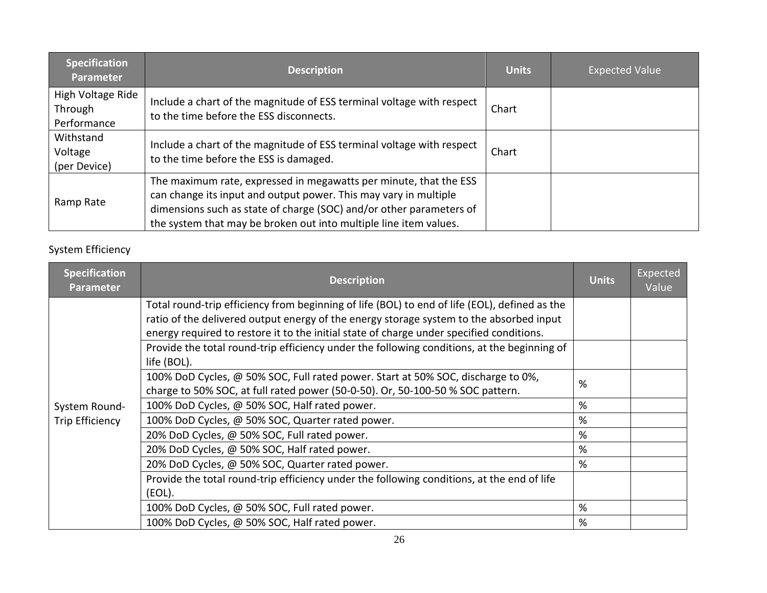| Specification Parameter | Description | Units | Expected Value |
|---|---|---|---|
| High Voltage Ride Through Performance | Include a chart of the magnitude of ESS terminal voltage with respect to the time before the ESS disconnects. | Chart | |
| Withstand Voltage (per Device) | Include a chart of the magnitude of ESS terminal voltage with respect to the time before the ESS is damaged. | Chart | |
| Ramp Rate | The maximum rate, expressed in megawatts per minute, that the ESS can change its input and output power. This may vary in multiple dimensions such as state of charge (SOC) and/or other parameters of the system that may be broken out into multiple line item values. | | |

System Efficiency

| Specification Parameter | Description | Units | Expected Value |
|---|---|---|---|
| System Round-Trip Efficiency | Total round-trip efficiency from beginning of life (BOL) to end of life (EOL), defined as the ratio of the delivered output energy of the energy storage system to the absorbed input energy required to restore it to the initial state of charge under specified conditions. | | |
| | Provide the total round-trip efficiency under the following conditions, at the beginning of life (BOL). | | |
| | 100% DoD Cycles, @ 50% SOC, Full rated power. Start at 50% SOC, discharge to 0%, charge to 50% SOC, at full rated power (50-0-50). Or, 50-100-50 % SOC pattern. | % | |
| | 100% DoD Cycles, @ 50% SOC, Half rated power. | % | |
| | 100% DoD Cycles, @ 50% SOC, Quarter rated power. | % | |
| | 20% DoD Cycles, @ 50% SOC, Full rated power. | % | |
| | 20% DoD Cycles, @ 50% SOC, Half rated power. | % | |
| | 20% DoD Cycles, @ 50% SOC, Quarter rated power. | % | |
| | Provide the total round-trip efficiency under the following conditions, at the end of life (EOL). | | |
| | 100% DoD Cycles, @ 50% SOC, Full rated power. | % | |
| | 100% DoD Cycles, @ 50% SOC, Half rated power. | % | |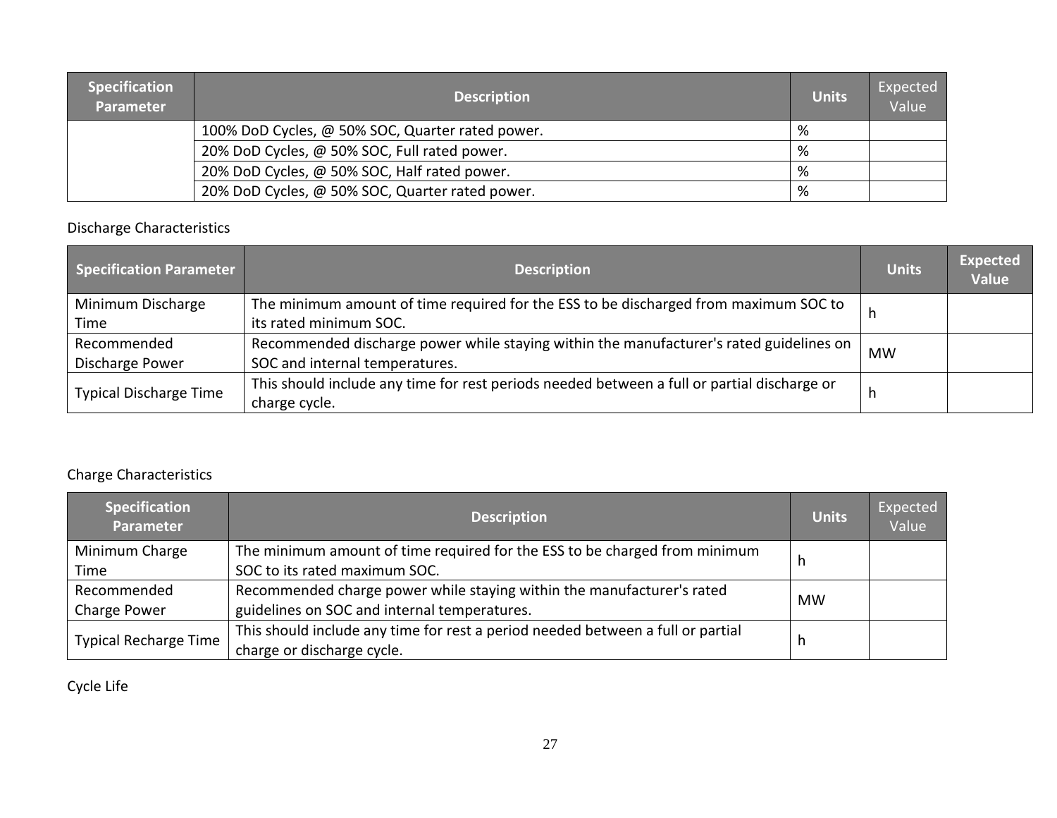| Specification Parameter | Description | Units | Expected Value |
|---|---|---|---|
| | 100% DoD Cycles, @ 50% SOC, Quarter rated power. | % | |
| | 20% DoD Cycles, @ 50% SOC, Full rated power. | % | |
| | 20% DoD Cycles, @ 50% SOC, Half rated power. | % | |
| | 20% DoD Cycles, @ 50% SOC, Quarter rated power. | % | |

Discharge Characteristics

| Specification Parameter | Description | Units | Expected Value |
|---|---|---|---|
| Minimum Discharge Time | The minimum amount of time required for the ESS to be discharged from maximum SOC to its rated minimum SOC. | h | |
| Recommended Discharge Power | Recommended discharge power while staying within the manufacturer's rated guidelines on SOC and internal temperatures. | MW | |
| Typical Discharge Time | This should include any time for rest periods needed between a full or partial discharge or charge cycle. | h | |

Charge Characteristics

| Specification Parameter | Description | Units | Expected Value |
|---|---|---|---|
| Minimum Charge Time | The minimum amount of time required for the ESS to be charged from minimum SOC to its rated maximum SOC. | h | |
| Recommended Charge Power | Recommended charge power while staying within the manufacturer's rated guidelines on SOC and internal temperatures. | MW | |
| Typical Recharge Time | This should include any time for rest a period needed between a full or partial charge or discharge cycle. | h | |

Cycle Life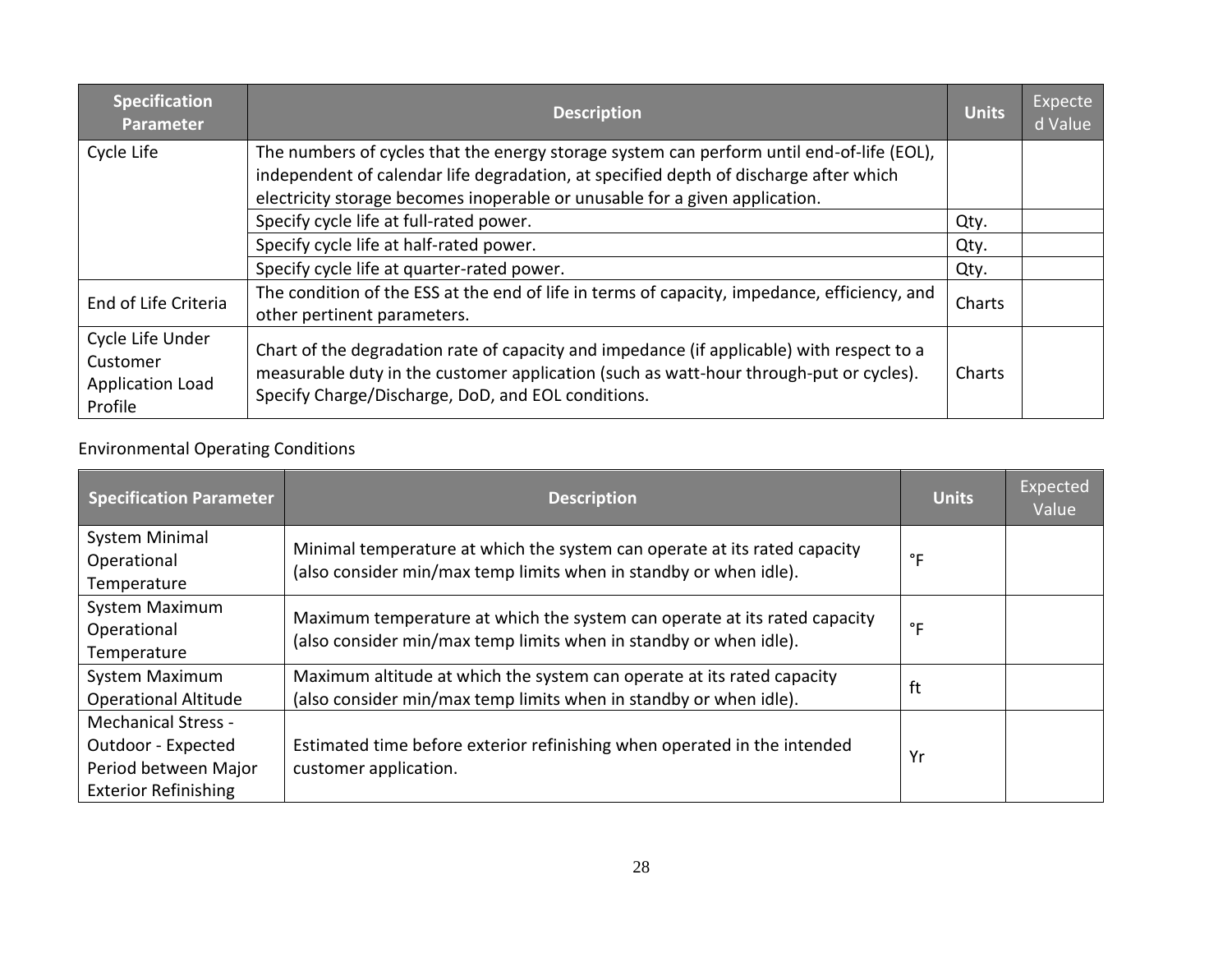| Specification Parameter | Description | Units | Expected Value |
|---|---|---|---|
| Cycle Life | The numbers of cycles that the energy storage system can perform until end-of-life (EOL), independent of calendar life degradation, at specified depth of discharge after which electricity storage becomes inoperable or unusable for a given application. | | |
| | Specify cycle life at full-rated power. | Qty. | |
| | Specify cycle life at half-rated power. | Qty. | |
| | Specify cycle life at quarter-rated power. | Qty. | |
| End of Life Criteria | The condition of the ESS at the end of life in terms of capacity, impedance, efficiency, and other pertinent parameters. | Charts | |
| Cycle Life Under Customer Application Load Profile | Chart of the degradation rate of capacity and impedance (if applicable) with respect to a measurable duty in the customer application (such as watt-hour through-put or cycles). Specify Charge/Discharge, DoD, and EOL conditions. | Charts | |

Environmental Operating Conditions

| Specification Parameter | Description | Units | Expected Value |
|---|---|---|---|
| System Minimal Operational Temperature | Minimal temperature at which the system can operate at its rated capacity (also consider min/max temp limits when in standby or when idle). | °F | |
| System Maximum Operational Temperature | Maximum temperature at which the system can operate at its rated capacity (also consider min/max temp limits when in standby or when idle). | °F | |
| System Maximum Operational Altitude | Maximum altitude at which the system can operate at its rated capacity (also consider min/max temp limits when in standby or when idle). | ft | |
| Mechanical Stress - Outdoor - Expected Period between Major Exterior Refinishing | Estimated time before exterior refinishing when operated in the intended customer application. | Yr | |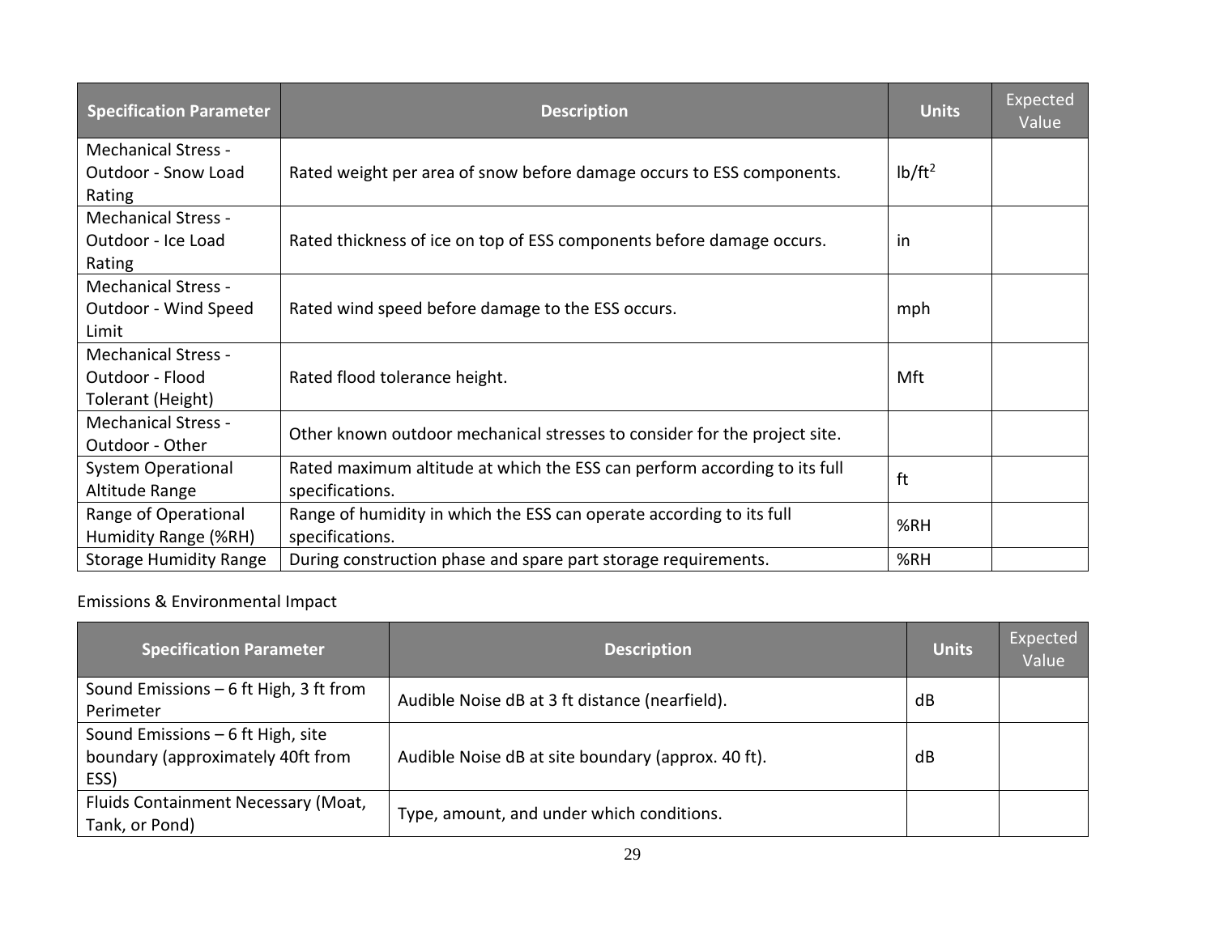| Specification Parameter | Description | Units | Expected Value |
|---|---|---|---|
| Mechanical Stress - Outdoor - Snow Load Rating | Rated weight per area of snow before damage occurs to ESS components. | $lb/ft^2$ | |
| Mechanical Stress - Outdoor - Ice Load Rating | Rated thickness of ice on top of ESS components before damage occurs. | in | |
| Mechanical Stress - Outdoor - Wind Speed Limit | Rated wind speed before damage to the ESS occurs. | mph | |
| Mechanical Stress - Outdoor - Flood Tolerant (Height) | Rated flood tolerance height. | Mft | |
| Mechanical Stress - Outdoor - Other | Other known outdoor mechanical stresses to consider for the project site. | | |
| System Operational Altitude Range | Rated maximum altitude at which the ESS can perform according to its full specifications. | ft | |
| Range of Operational Humidity Range (%RH) | Range of humidity in which the ESS can operate according to its full specifications. | %RH | |
| Storage Humidity Range | During construction phase and spare part storage requirements. | %RH | |

Emissions & Environmental Impact

| Specification Parameter | Description | Units | Expected Value |
|---|---|---|---|
| Sound Emissions – 6 ft High, 3 ft from Perimeter | Audible Noise dB at 3 ft distance (nearfield). | dB | |
| Sound Emissions – 6 ft High, site boundary (approximately 40ft from ESS) | Audible Noise dB at site boundary (approx. 40 ft). | dB | |
| Fluids Containment Necessary (Moat, Tank, or Pond) | Type, amount, and under which conditions. | | |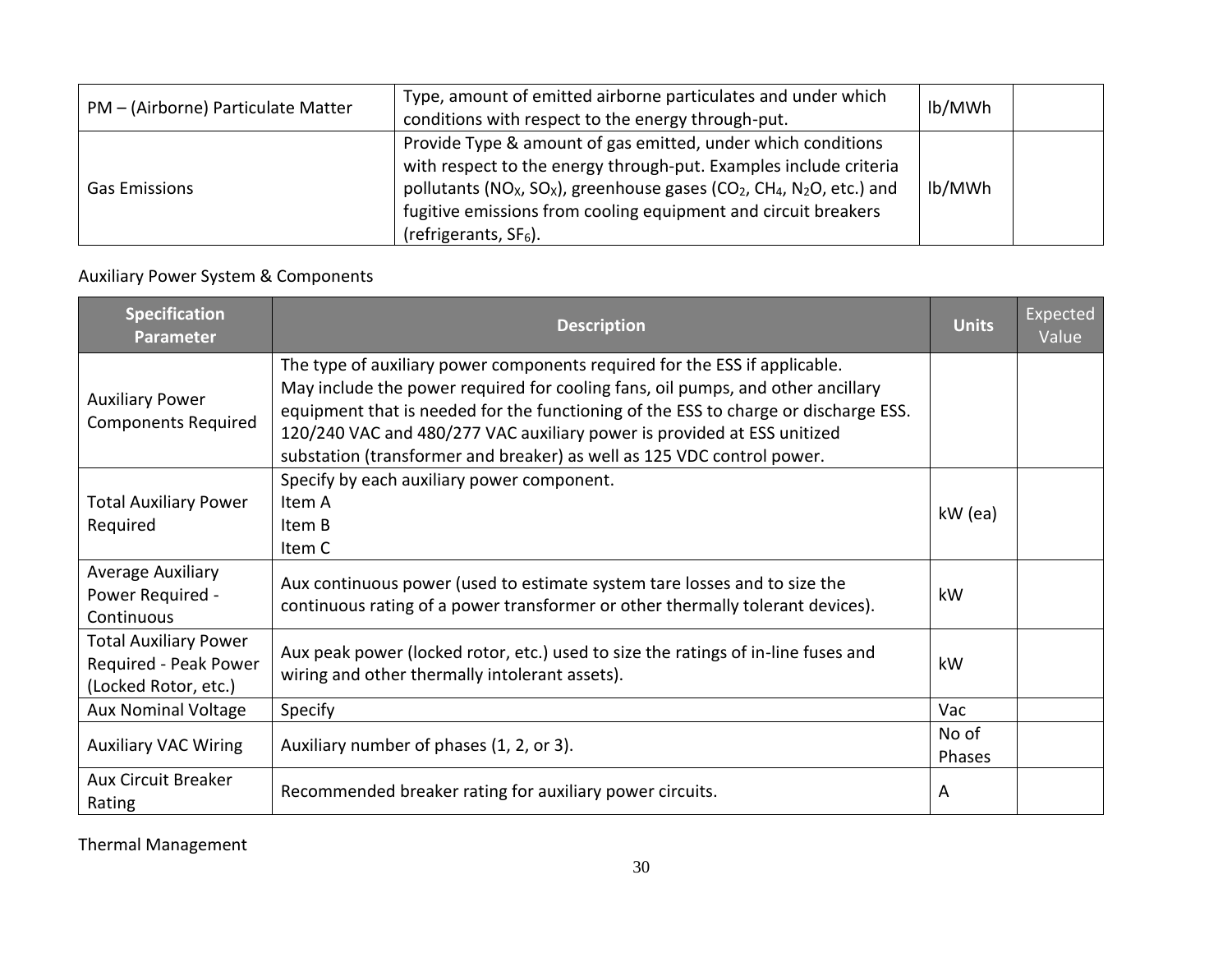| | | | |
|---|---|---|---|
| PM – (Airborne) Particulate Matter | Type, amount of emitted airborne particulates and under which conditions with respect to the energy through-put. | lb/MWh | |
| Gas Emissions | Provide Type & amount of gas emitted, under which conditions with respect to the energy through-put. Examples include criteria pollutants ($NO_X$, $SO_X$), greenhouse gases ($CO_2$, $CH_4$, $N_2O$, etc.) and fugitive emissions from cooling equipment and circuit breakers (refrigerants, $SF_6$). | lb/MWh | |

Auxiliary Power System & Components

| Specification Parameter | Description | Units | Expected Value |
|---|---|---|---|
| Auxiliary Power Components Required | The type of auxiliary power components required for the ESS if applicable.<br>May include the power required for cooling fans, oil pumps, and other ancillary equipment that is needed for the functioning of the ESS to charge or discharge ESS.<br>120/240 VAC and 480/277 VAC auxiliary power is provided at ESS unitized substation (transformer and breaker) as well as 125 VDC control power. | | |
| Total Auxiliary Power Required | Specify by each auxiliary power component.<br>Item A<br>Item B<br>Item C | kW (ea) | |
| Average Auxiliary Power Required - Continuous | Aux continuous power (used to estimate system tare losses and to size the continuous rating of a power transformer or other thermally tolerant devices). | kW | |
| Total Auxiliary Power Required - Peak Power (Locked Rotor, etc.) | Aux peak power (locked rotor, etc.) used to size the ratings of in-line fuses and wiring and other thermally intolerant assets). | kW | |
| Aux Nominal Voltage | Specify | Vac | |
| Auxiliary VAC Wiring | Auxiliary number of phases (1, 2, or 3). | No of Phases | |
| Aux Circuit Breaker Rating | Recommended breaker rating for auxiliary power circuits. | A | |

Thermal Management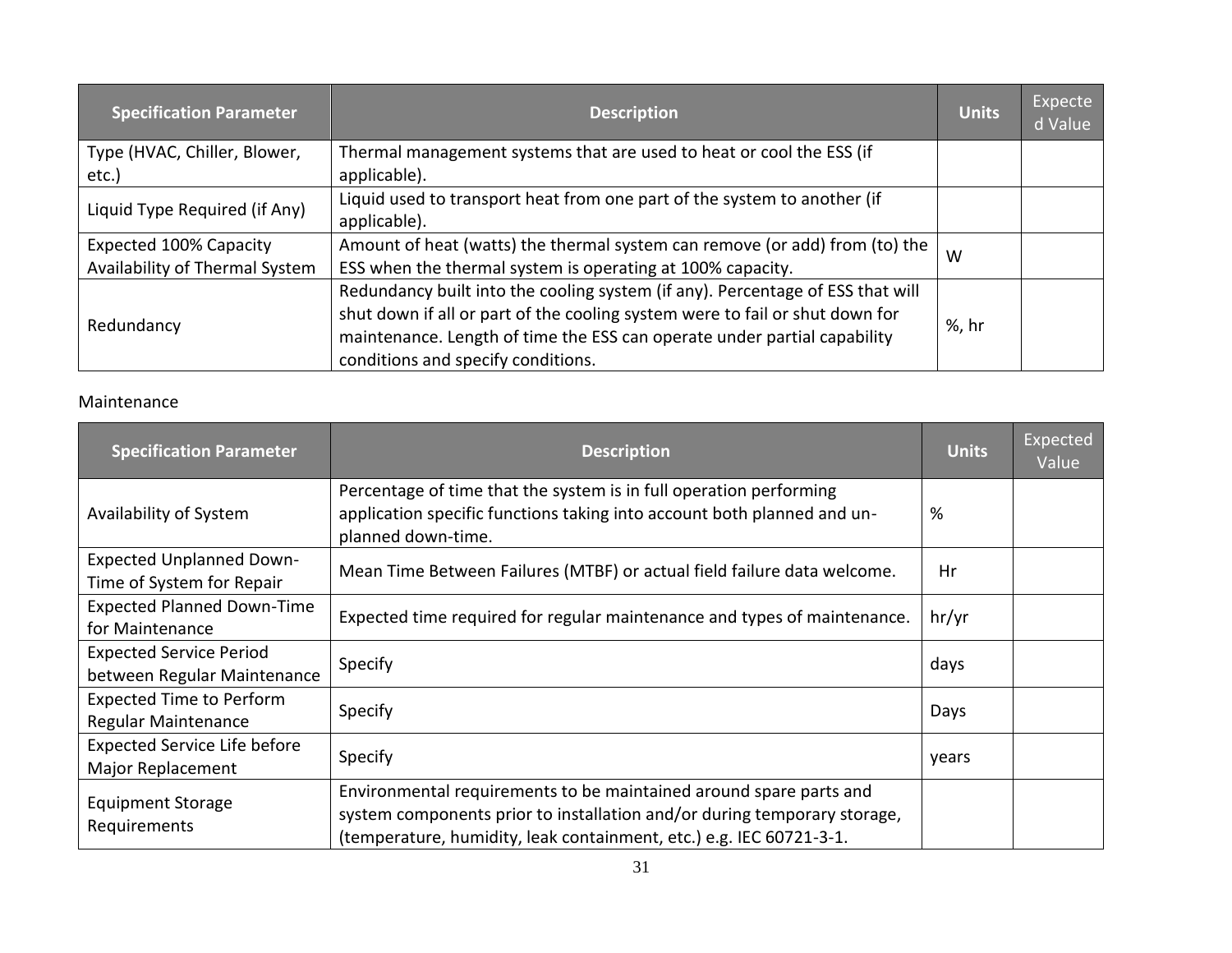| Specification Parameter | Description | Units | Expected Value |
|---|---|---|---|
| Type (HVAC, Chiller, Blower, etc.) | Thermal management systems that are used to heat or cool the ESS (if applicable). | | |
| Liquid Type Required (if Any) | Liquid used to transport heat from one part of the system to another (if applicable). | | |
| Expected 100% Capacity Availability of Thermal System | Amount of heat (watts) the thermal system can remove (or add) from (to) the ESS when the thermal system is operating at 100% capacity. | W | |
| Redundancy | Redundancy built into the cooling system (if any). Percentage of ESS that will shut down if all or part of the cooling system were to fail or shut down for maintenance. Length of time the ESS can operate under partial capability conditions and specify conditions. | %, hr | |

Maintenance

| Specification Parameter | Description | Units | Expected Value |
|---|---|---|---|
| Availability of System | Percentage of time that the system is in full operation performing application specific functions taking into account both planned and un-planned down-time. | % | |
| Expected Unplanned Down-Time of System for Repair | Mean Time Between Failures (MTBF) or actual field failure data welcome. | Hr | |
| Expected Planned Down-Time for Maintenance | Expected time required for regular maintenance and types of maintenance. | hr/yr | |
| Expected Service Period between Regular Maintenance | Specify | days | |
| Expected Time to Perform Regular Maintenance | Specify | Days | |
| Expected Service Life before Major Replacement | Specify | years | |
| Equipment Storage Requirements | Environmental requirements to be maintained around spare parts and system components prior to installation and/or during temporary storage, (temperature, humidity, leak containment, etc.) e.g. IEC 60721-3-1. | | |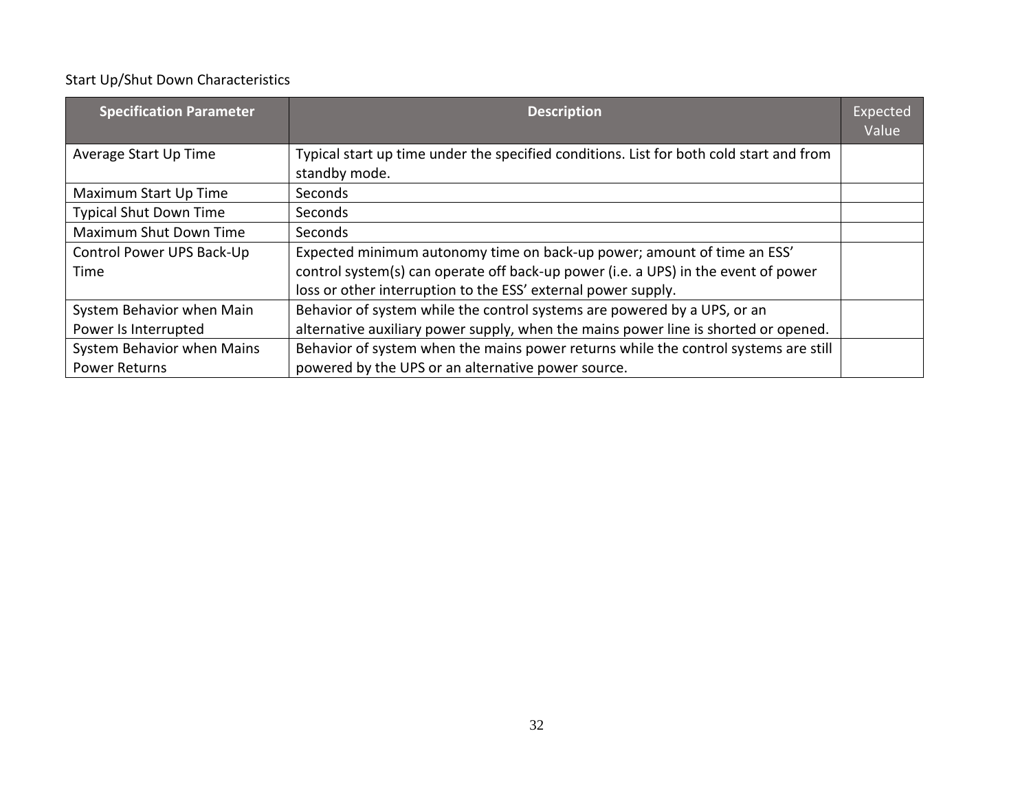Start Up/Shut Down Characteristics

| Specification Parameter | Description | Expected Value |
| --- | --- | --- |
| Average Start Up Time | Typical start up time under the specified conditions. List for both cold start and from standby mode. | |
| Maximum Start Up Time | Seconds | |
| Typical Shut Down Time | Seconds | |
| Maximum Shut Down Time | Seconds | |
| Control Power UPS Back-Up Time | Expected minimum autonomy time on back-up power; amount of time an ESS' control system(s) can operate off back-up power (i.e. a UPS) in the event of power loss or other interruption to the ESS' external power supply. | |
| System Behavior when Main Power Is Interrupted | Behavior of system while the control systems are powered by a UPS, or an alternative auxiliary power supply, when the mains power line is shorted or opened. | |
| System Behavior when Mains Power Returns | Behavior of system when the mains power returns while the control systems are still powered by the UPS or an alternative power source. | |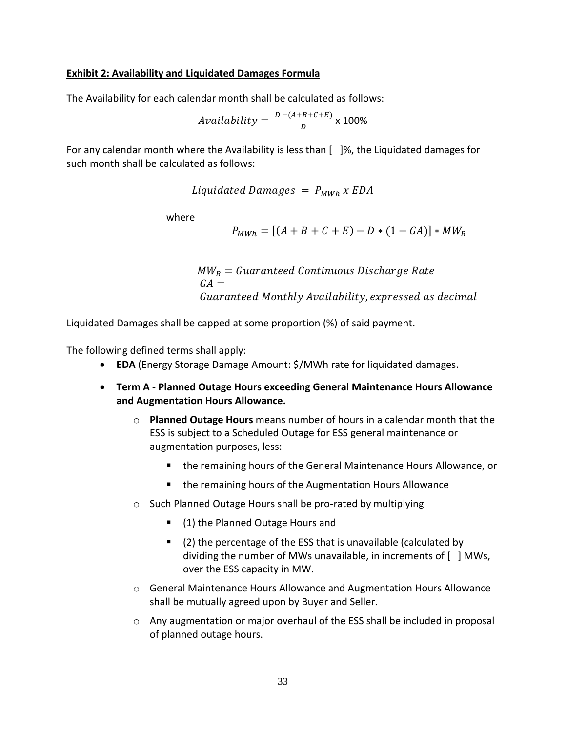**Exhibit 2: Availability and Liquidated Damages Formula**

The Availability for each calendar month shall be calculated as follows:

$$Availability = \frac{D - (A+B+C+E)}{D} \text{ x } 100\%$$

For any calendar month where the Availability is less than [ ]%, the Liquidated damages for such month shall be calculated as follows:

$$Liquidated\ Damages\ = P_{MWh}\ x\ EDA$$

where

$$P_{MWh} = [(A + B + C + E) - D * (1 - GA)] * MW_R$$

$$MW_R = Guaranteed\ Continuous\ Discharge\ Rate$$
$$GA =$$
$$Guaranteed\ Monthly\ Availability, expressed\ as\ decimal$$

Liquidated Damages shall be capped at some proportion (%) of said payment.

The following defined terms shall apply:

- **EDA** (Energy Storage Damage Amount: $/MWh rate for liquidated damages.
- **Term A - Planned Outage Hours exceeding General Maintenance Hours Allowance and Augmentation Hours Allowance.**
  - **Planned Outage Hours** means number of hours in a calendar month that the ESS is subject to a Scheduled Outage for ESS general maintenance or augmentation purposes, less:
    - the remaining hours of the General Maintenance Hours Allowance, or
    - the remaining hours of the Augmentation Hours Allowance
  - Such Planned Outage Hours shall be pro-rated by multiplying
    - (1) the Planned Outage Hours and
    - (2) the percentage of the ESS that is unavailable (calculated by dividing the number of MWs unavailable, in increments of [ ] MWs, over the ESS capacity in MW.
  - General Maintenance Hours Allowance and Augmentation Hours Allowance shall be mutually agreed upon by Buyer and Seller.
  - Any augmentation or major overhaul of the ESS shall be included in proposal of planned outage hours.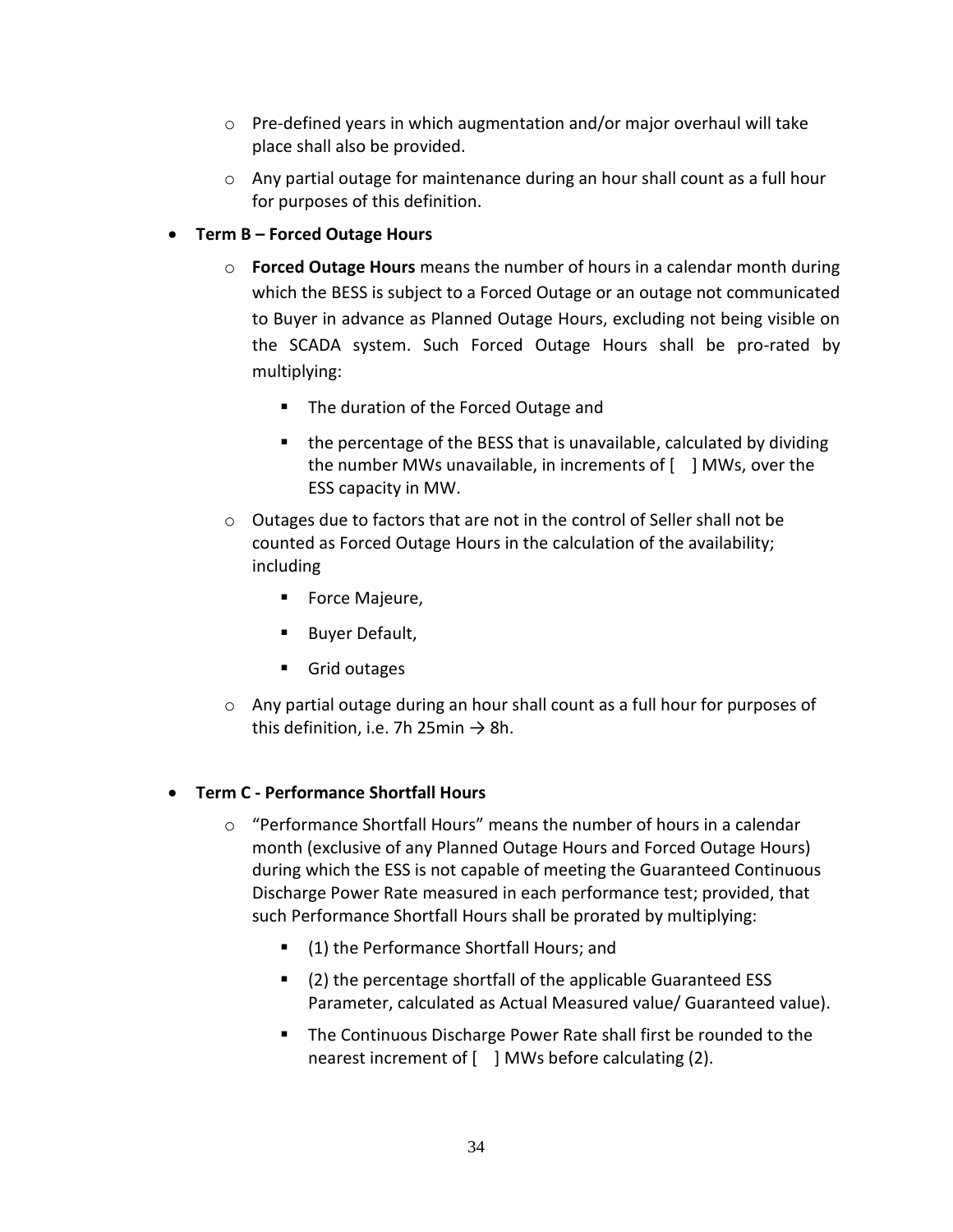- Pre-defined years in which augmentation and/or major overhaul will take place shall also be provided.
  - Any partial outage for maintenance during an hour shall count as a full hour for purposes of this definition.

- **Term B – Forced Outage Hours**
  - **Forced Outage Hours** means the number of hours in a calendar month during which the BESS is subject to a Forced Outage or an outage not communicated to Buyer in advance as Planned Outage Hours, excluding not being visible on the SCADA system. Such Forced Outage Hours shall be pro-rated by multiplying:
    - The duration of the Forced Outage and
    - the percentage of the BESS that is unavailable, calculated by dividing the number MWs unavailable, in increments of [ ] MWs, over the ESS capacity in MW.
  - Outages due to factors that are not in the control of Seller shall not be counted as Forced Outage Hours in the calculation of the availability; including
    - Force Majeure,
    - Buyer Default,
    - Grid outages
  - Any partial outage during an hour shall count as a full hour for purposes of this definition, i.e. 7h 25min → 8h.

- **Term C - Performance Shortfall Hours**
  - "Performance Shortfall Hours" means the number of hours in a calendar month (exclusive of any Planned Outage Hours and Forced Outage Hours) during which the ESS is not capable of meeting the Guaranteed Continuous Discharge Power Rate measured in each performance test; provided, that such Performance Shortfall Hours shall be prorated by multiplying:
    - (1) the Performance Shortfall Hours; and
    - (2) the percentage shortfall of the applicable Guaranteed ESS Parameter, calculated as Actual Measured value/ Guaranteed value).
    - The Continuous Discharge Power Rate shall first be rounded to the nearest increment of [ ] MWs before calculating (2).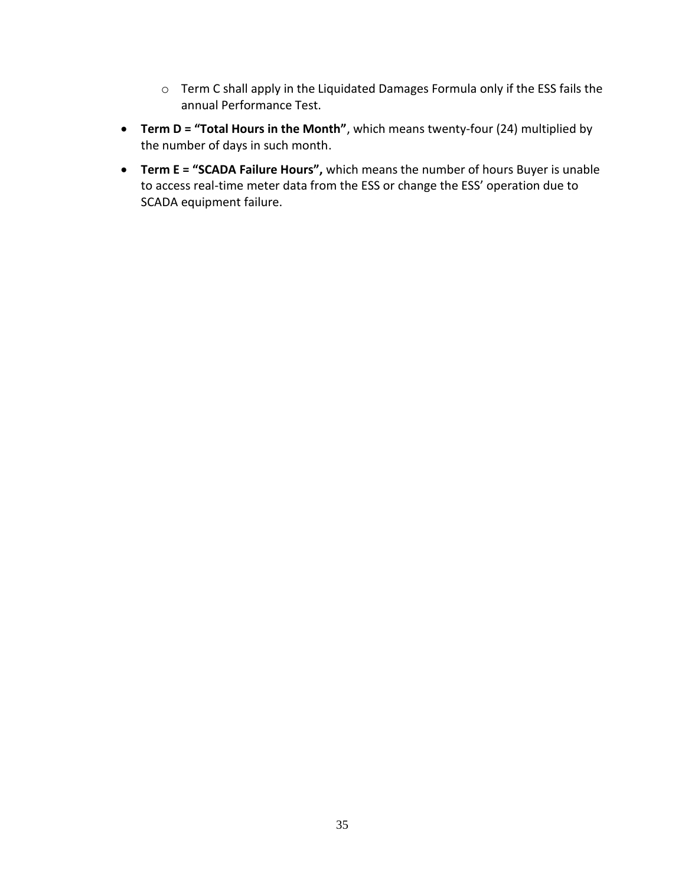- Term C shall apply in the Liquidated Damages Formula only if the ESS fails the annual Performance Test.

- **Term D = "Total Hours in the Month"**, which means twenty-four (24) multiplied by the number of days in such month.
- **Term E = "SCADA Failure Hours",** which means the number of hours Buyer is unable to access real-time meter data from the ESS or change the ESS' operation due to SCADA equipment failure.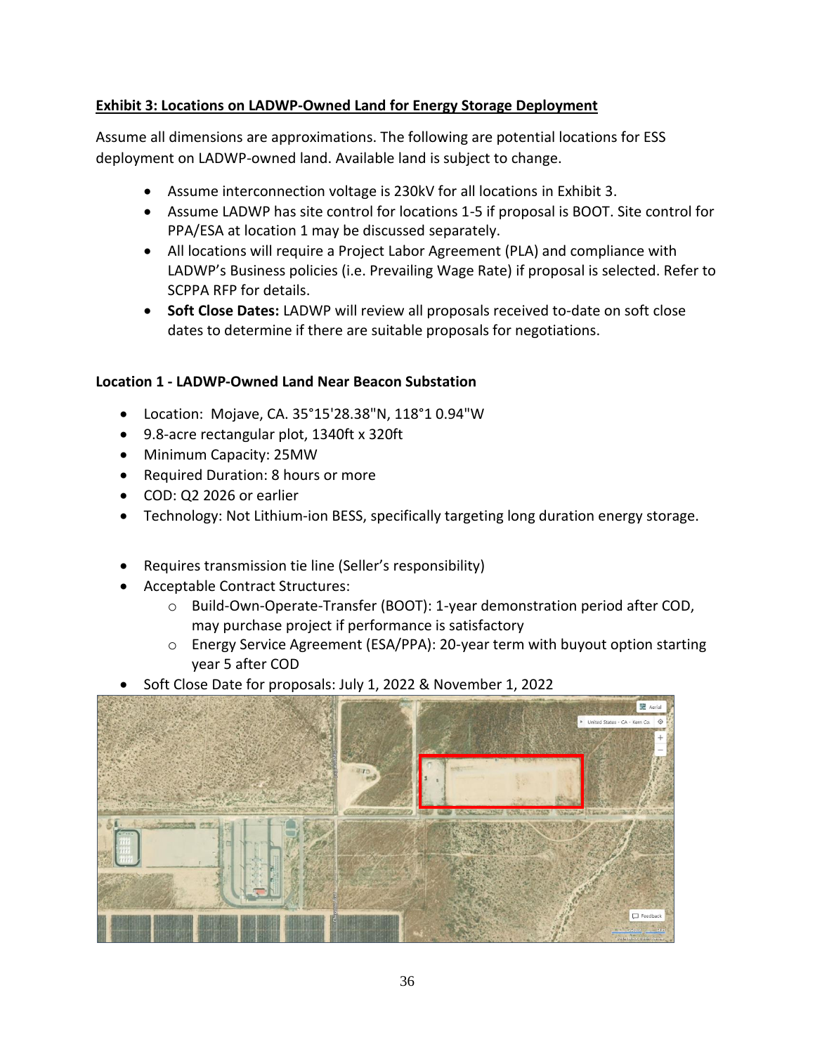**Exhibit 3: Locations on LADWP-Owned Land for Energy Storage Deployment**

Assume all dimensions are approximations. The following are potential locations for ESS deployment on LADWP-owned land. Available land is subject to change.

- Assume interconnection voltage is 230kV for all locations in Exhibit 3.
- Assume LADWP has site control for locations 1-5 if proposal is BOOT. Site control for PPA/ESA at location 1 may be discussed separately.
- All locations will require a Project Labor Agreement (PLA) and compliance with LADWP's Business policies (i.e. Prevailing Wage Rate) if proposal is selected. Refer to SCPPA RFP for details.
- **Soft Close Dates:** LADWP will review all proposals received to-date on soft close dates to determine if there are suitable proposals for negotiations.

**Location 1 - LADWP-Owned Land Near Beacon Substation**

- Location: Mojave, CA. 35°15'28.38"N, 118°1 0.94"W
- 9.8-acre rectangular plot, 1340ft x 320ft
- Minimum Capacity: 25MW
- Required Duration: 8 hours or more
- COD: Q2 2026 or earlier
- Technology: Not Lithium-ion BESS, specifically targeting long duration energy storage.

- Requires transmission tie line (Seller's responsibility)
- Acceptable Contract Structures:
  - Build-Own-Operate-Transfer (BOOT): 1-year demonstration period after COD, may purchase project if performance is satisfactory
  - Energy Service Agreement (ESA/PPA): 20-year term with buyout option starting year 5 after COD
- Soft Close Date for proposals: July 1, 2022 & November 1, 2022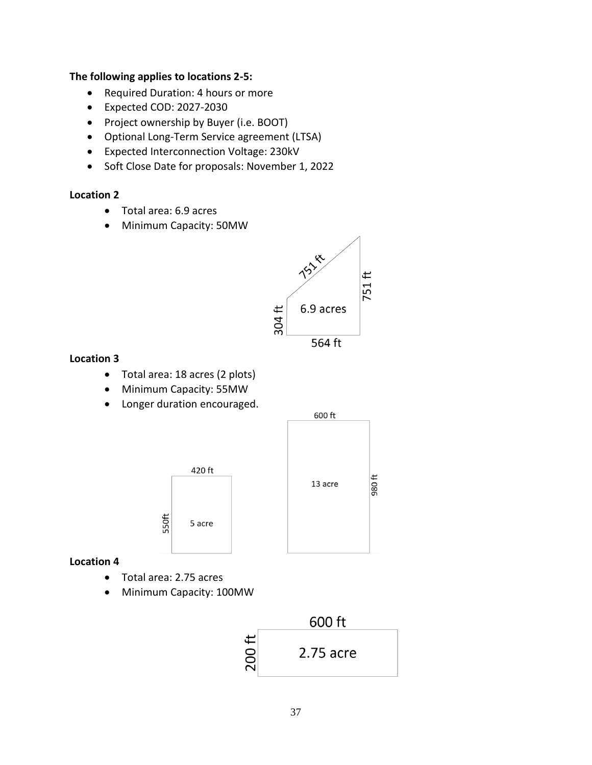**The following applies to locations 2-5:**

- Required Duration: 4 hours or more
- Expected COD: 2027-2030
- Project ownership by Buyer (i.e. BOOT)
- Optional Long-Term Service agreement (LTSA)
- Expected Interconnection Voltage: 230kV
- Soft Close Date for proposals: November 1, 2022

**Location 2**

- Total area: 6.9 acres
- Minimum Capacity: 50MW

751 ft
751 ft
304 ft
6.9 acres
564 ft

**Location 3**

- Total area: 18 acres (2 plots)
- Minimum Capacity: 55MW
- Longer duration encouraged.

420 ft
550ft
5 acre

600 ft
980 ft
13 acre

**Location 4**

- Total area: 2.75 acres
- Minimum Capacity: 100MW

600 ft
200 ft
2.75 acre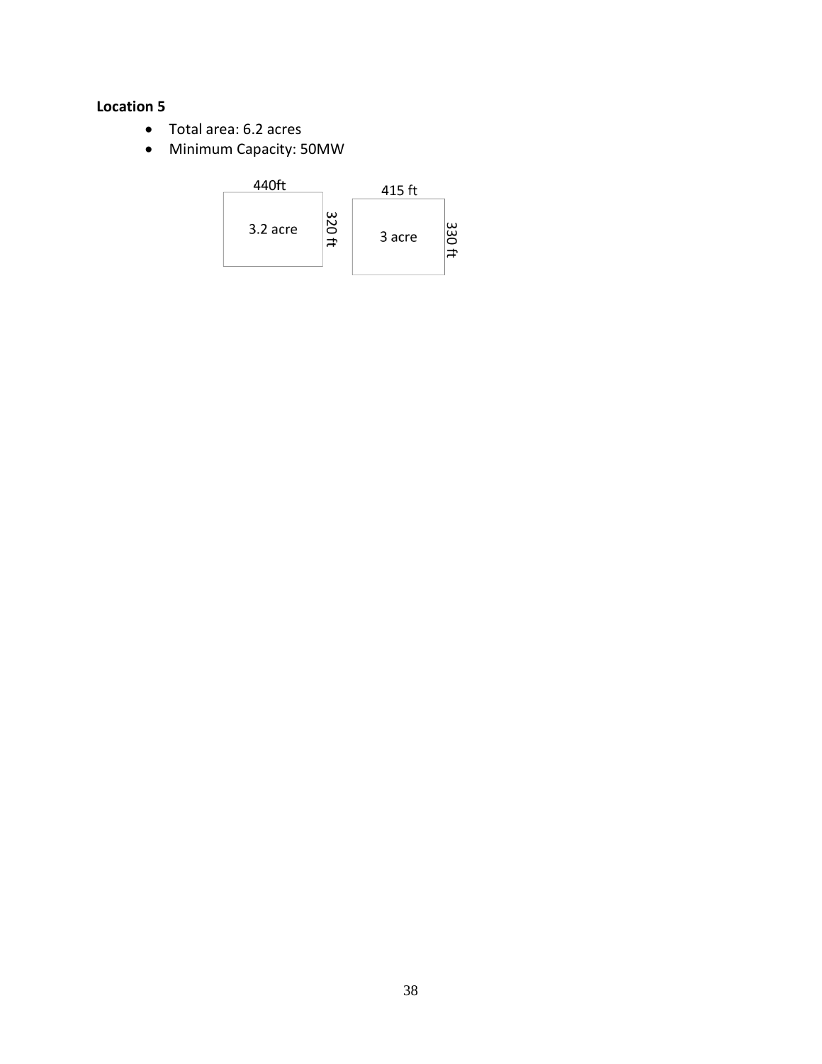**Location 5**

- Total area: 6.2 acres
- Minimum Capacity: 50MW

440ft

3.2 acre

320 ft

415 ft

3 acre

330 ft